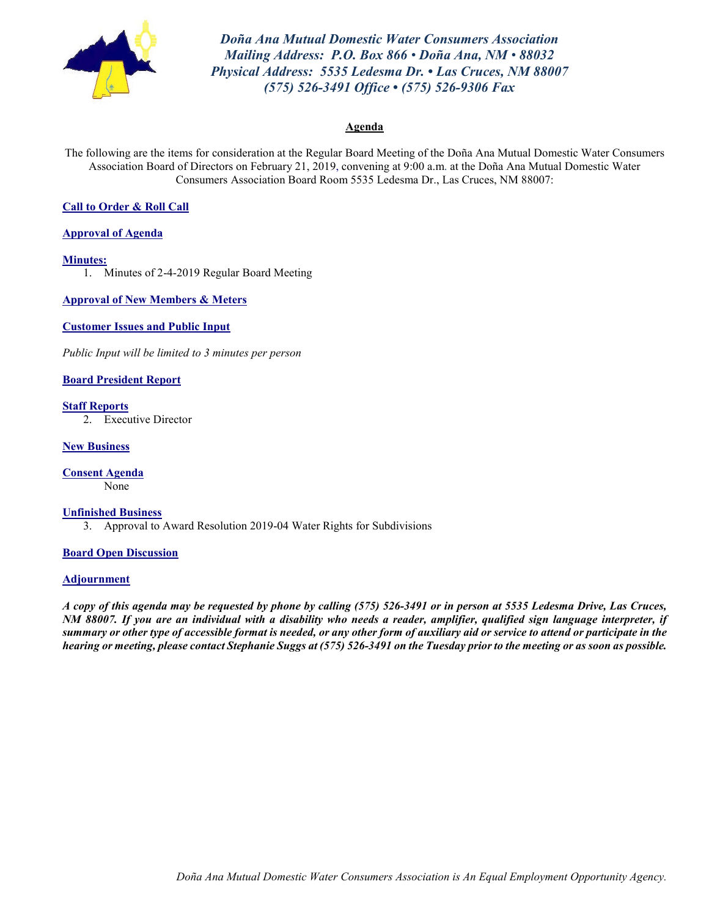***Doña Ana Mutual Domestic Water Consumers Association***
***Mailing Address: P.O. Box 866 • Doña Ana, NM • 88032***
***Physical Address: 5535 Ledesma Dr. • Las Cruces, NM 88007***
***(575) 526-3491 Office • (575) 526-9306 Fax***

# Agenda

The following are the items for consideration at the Regular Board Meeting of the Doña Ana Mutual Domestic Water Consumers Association Board of Directors on February 21, 2019, convening at 9:00 a.m. at the Doña Ana Mutual Domestic Water Consumers Association Board Room 5535 Ledesma Dr., Las Cruces, NM 88007:

**Call to Order & Roll Call**

**Approval of Agenda**

**Minutes:**

1. Minutes of 2-4-2019 Regular Board Meeting

**Approval of New Members & Meters**

**Customer Issues and Public Input**

*Public Input will be limited to 3 minutes per person*

**Board President Report**

**Staff Reports**

2. Executive Director

**New Business**

**Consent Agenda**

None

**Unfinished Business**

3. Approval to Award Resolution 2019-04 Water Rights for Subdivisions

**Board Open Discussion**

**Adjournment**

***A copy of this agenda may be requested by phone by calling (575) 526-3491 or in person at 5535 Ledesma Drive, Las Cruces, NM 88007. If you are an individual with a disability who needs a reader, amplifier, qualified sign language interpreter, if summary or other type of accessible format is needed, or any other form of auxiliary aid or service to attend or participate in the hearing or meeting, please contact Stephanie Suggs at (575) 526-3491 on the Tuesday prior to the meeting or as soon as possible.***

*Doña Ana Mutual Domestic Water Consumers Association is An Equal Employment Opportunity Agency.*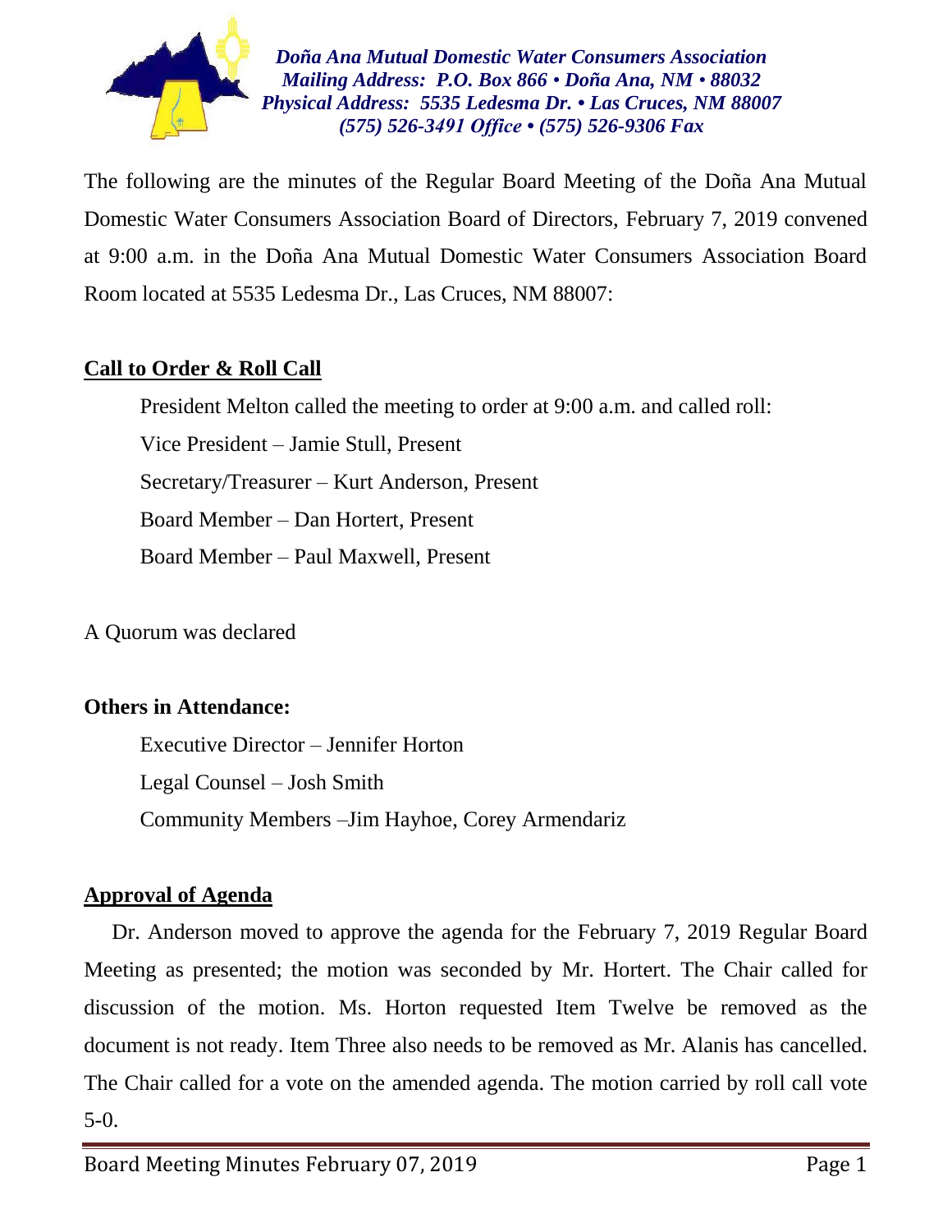*Doña Ana Mutual Domestic Water Consumers Association*
*Mailing Address: P.O. Box 866 • Doña Ana, NM • 88032*
*Physical Address: 5535 Ledesma Dr. • Las Cruces, NM 88007*
*(575) 526-3491 Office • (575) 526-9306 Fax*

The following are the minutes of the Regular Board Meeting of the Doña Ana Mutual Domestic Water Consumers Association Board of Directors, February 7, 2019 convened at 9:00 a.m. in the Doña Ana Mutual Domestic Water Consumers Association Board Room located at 5535 Ledesma Dr., Las Cruces, NM 88007:

## Call to Order & Roll Call

President Melton called the meeting to order at 9:00 a.m. and called roll:

Vice President – Jamie Stull, Present

Secretary/Treasurer – Kurt Anderson, Present

Board Member – Dan Hortert, Present

Board Member – Paul Maxwell, Present

A Quorum was declared

**Others in Attendance:**

Executive Director – Jennifer Horton

Legal Counsel – Josh Smith

Community Members –Jim Hayhoe, Corey Armendariz

## Approval of Agenda

Dr. Anderson moved to approve the agenda for the February 7, 2019 Regular Board Meeting as presented; the motion was seconded by Mr. Hortert. The Chair called for discussion of the motion. Ms. Horton requested Item Twelve be removed as the document is not ready. Item Three also needs to be removed as Mr. Alanis has cancelled. The Chair called for a vote on the amended agenda. The motion carried by roll call vote 5-0.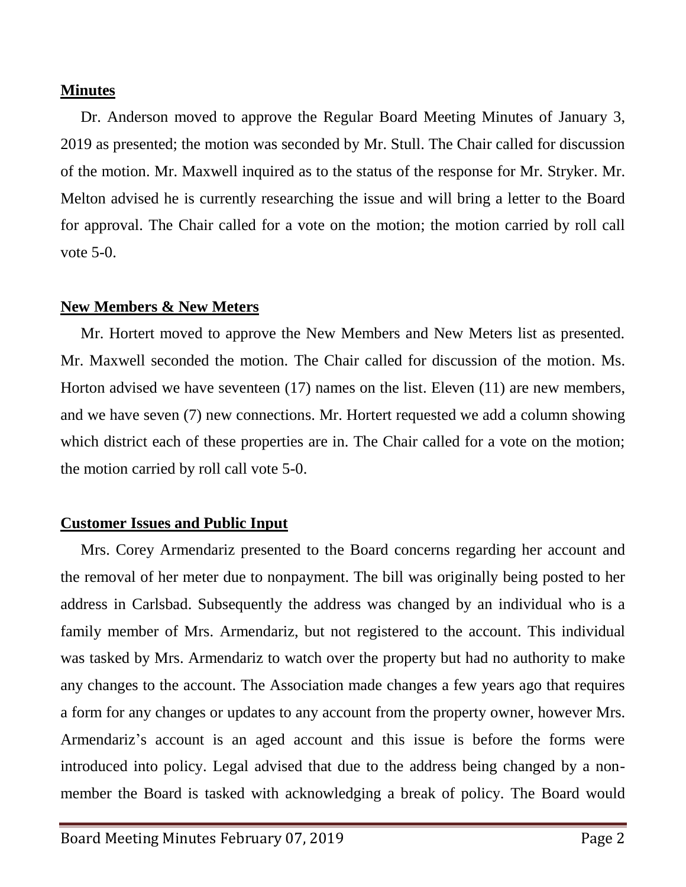## Minutes

Dr. Anderson moved to approve the Regular Board Meeting Minutes of January 3, 2019 as presented; the motion was seconded by Mr. Stull. The Chair called for discussion of the motion. Mr. Maxwell inquired as to the status of the response for Mr. Stryker. Mr. Melton advised he is currently researching the issue and will bring a letter to the Board for approval. The Chair called for a vote on the motion; the motion carried by roll call vote 5-0.

## New Members & New Meters

Mr. Hortert moved to approve the New Members and New Meters list as presented. Mr. Maxwell seconded the motion. The Chair called for discussion of the motion. Ms. Horton advised we have seventeen (17) names on the list. Eleven (11) are new members, and we have seven (7) new connections. Mr. Hortert requested we add a column showing which district each of these properties are in. The Chair called for a vote on the motion; the motion carried by roll call vote 5-0.

## Customer Issues and Public Input

Mrs. Corey Armendariz presented to the Board concerns regarding her account and the removal of her meter due to nonpayment. The bill was originally being posted to her address in Carlsbad. Subsequently the address was changed by an individual who is a family member of Mrs. Armendariz, but not registered to the account. This individual was tasked by Mrs. Armendariz to watch over the property but had no authority to make any changes to the account. The Association made changes a few years ago that requires a form for any changes or updates to any account from the property owner, however Mrs. Armendariz's account is an aged account and this issue is before the forms were introduced into policy. Legal advised that due to the address being changed by a non-member the Board is tasked with acknowledging a break of policy. The Board would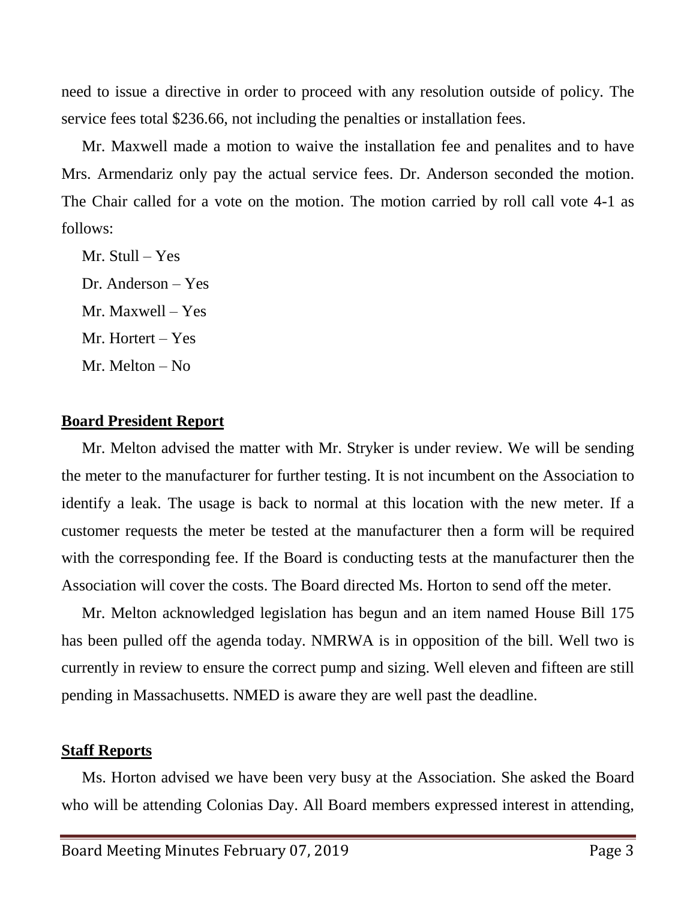need to issue a directive in order to proceed with any resolution outside of policy. The service fees total $236.66, not including the penalties or installation fees.

Mr. Maxwell made a motion to waive the installation fee and penalites and to have Mrs. Armendariz only pay the actual service fees. Dr. Anderson seconded the motion. The Chair called for a vote on the motion. The motion carried by roll call vote 4-1 as follows:

Mr. Stull – Yes

Dr. Anderson – Yes

Mr. Maxwell – Yes

Mr. Hortert – Yes

Mr. Melton – No

## Board President Report

Mr. Melton advised the matter with Mr. Stryker is under review. We will be sending the meter to the manufacturer for further testing. It is not incumbent on the Association to identify a leak. The usage is back to normal at this location with the new meter. If a customer requests the meter be tested at the manufacturer then a form will be required with the corresponding fee. If the Board is conducting tests at the manufacturer then the Association will cover the costs. The Board directed Ms. Horton to send off the meter.

Mr. Melton acknowledged legislation has begun and an item named House Bill 175 has been pulled off the agenda today. NMRWA is in opposition of the bill. Well two is currently in review to ensure the correct pump and sizing. Well eleven and fifteen are still pending in Massachusetts. NMED is aware they are well past the deadline.

## Staff Reports

Ms. Horton advised we have been very busy at the Association. She asked the Board who will be attending Colonias Day. All Board members expressed interest in attending,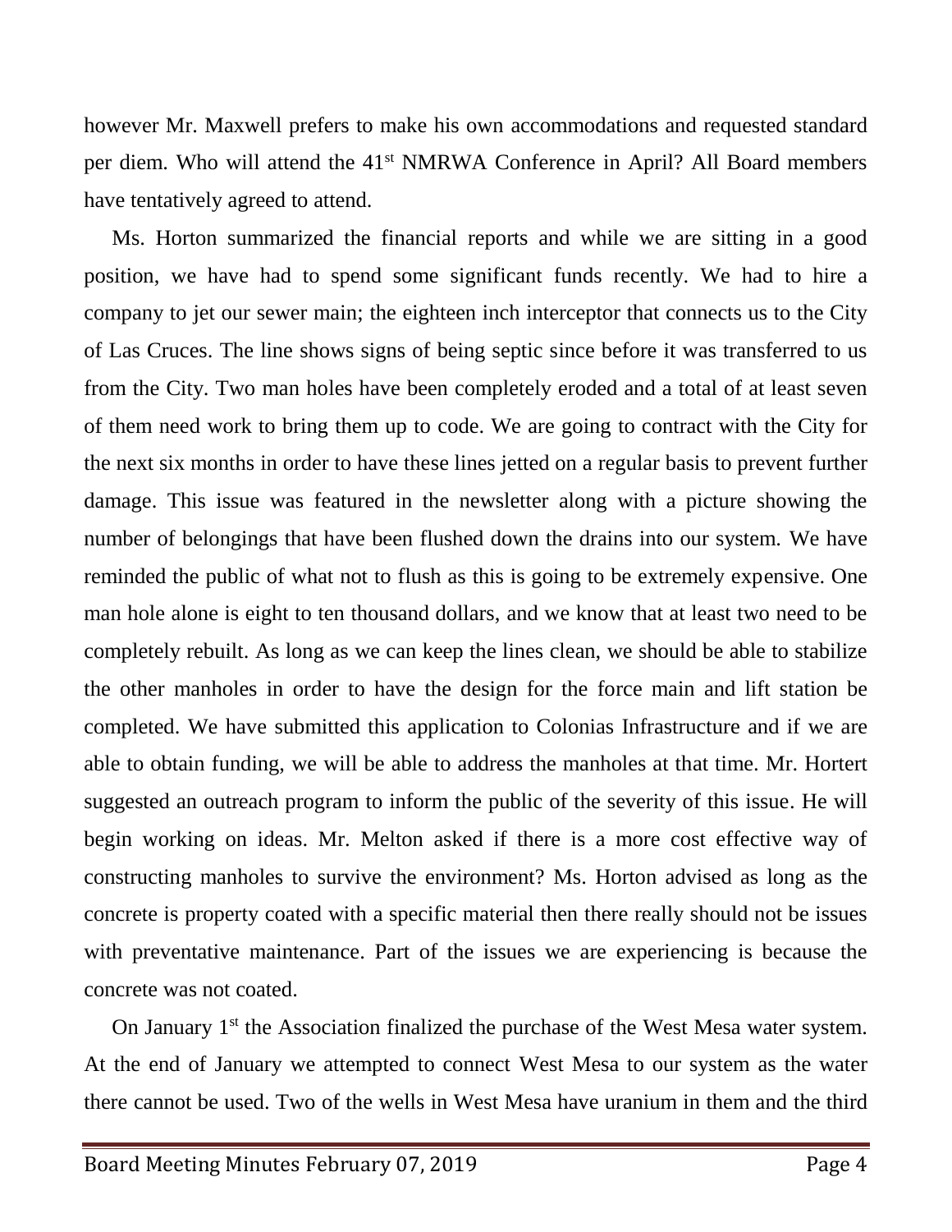however Mr. Maxwell prefers to make his own accommodations and requested standard per diem. Who will attend the 41st NMRWA Conference in April? All Board members have tentatively agreed to attend.

Ms. Horton summarized the financial reports and while we are sitting in a good position, we have had to spend some significant funds recently. We had to hire a company to jet our sewer main; the eighteen inch interceptor that connects us to the City of Las Cruces. The line shows signs of being septic since before it was transferred to us from the City. Two man holes have been completely eroded and a total of at least seven of them need work to bring them up to code. We are going to contract with the City for the next six months in order to have these lines jetted on a regular basis to prevent further damage. This issue was featured in the newsletter along with a picture showing the number of belongings that have been flushed down the drains into our system. We have reminded the public of what not to flush as this is going to be extremely expensive. One man hole alone is eight to ten thousand dollars, and we know that at least two need to be completely rebuilt. As long as we can keep the lines clean, we should be able to stabilize the other manholes in order to have the design for the force main and lift station be completed. We have submitted this application to Colonias Infrastructure and if we are able to obtain funding, we will be able to address the manholes at that time. Mr. Hortert suggested an outreach program to inform the public of the severity of this issue. He will begin working on ideas. Mr. Melton asked if there is a more cost effective way of constructing manholes to survive the environment? Ms. Horton advised as long as the concrete is property coated with a specific material then there really should not be issues with preventative maintenance. Part of the issues we are experiencing is because the concrete was not coated.

On January 1st the Association finalized the purchase of the West Mesa water system. At the end of January we attempted to connect West Mesa to our system as the water there cannot be used. Two of the wells in West Mesa have uranium in them and the third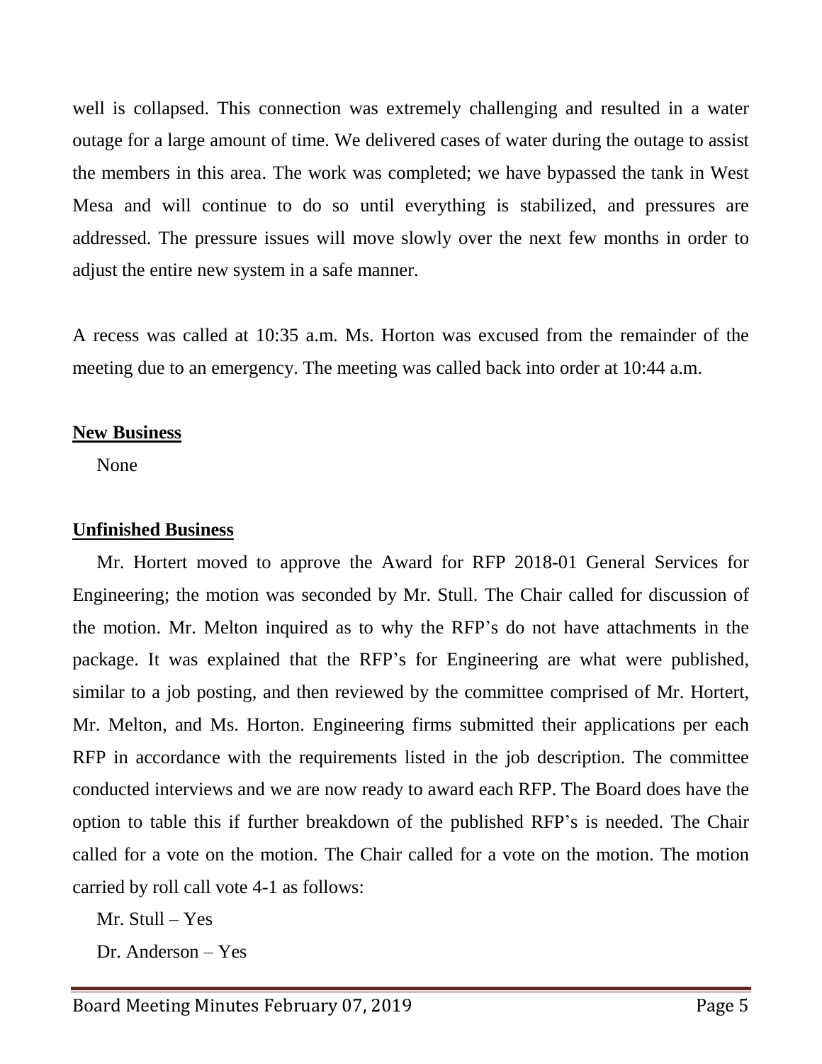well is collapsed. This connection was extremely challenging and resulted in a water outage for a large amount of time. We delivered cases of water during the outage to assist the members in this area. The work was completed; we have bypassed the tank in West Mesa and will continue to do so until everything is stabilized, and pressures are addressed. The pressure issues will move slowly over the next few months in order to adjust the entire new system in a safe manner.

A recess was called at 10:35 a.m. Ms. Horton was excused from the remainder of the meeting due to an emergency. The meeting was called back into order at 10:44 a.m.

**New Business**

None

**Unfinished Business**

Mr. Hortert moved to approve the Award for RFP 2018-01 General Services for Engineering; the motion was seconded by Mr. Stull. The Chair called for discussion of the motion. Mr. Melton inquired as to why the RFP's do not have attachments in the package. It was explained that the RFP's for Engineering are what were published, similar to a job posting, and then reviewed by the committee comprised of Mr. Hortert, Mr. Melton, and Ms. Horton. Engineering firms submitted their applications per each RFP in accordance with the requirements listed in the job description. The committee conducted interviews and we are now ready to award each RFP. The Board does have the option to table this if further breakdown of the published RFP's is needed. The Chair called for a vote on the motion. The Chair called for a vote on the motion. The motion carried by roll call vote 4-1 as follows:

Mr. Stull – Yes

Dr. Anderson – Yes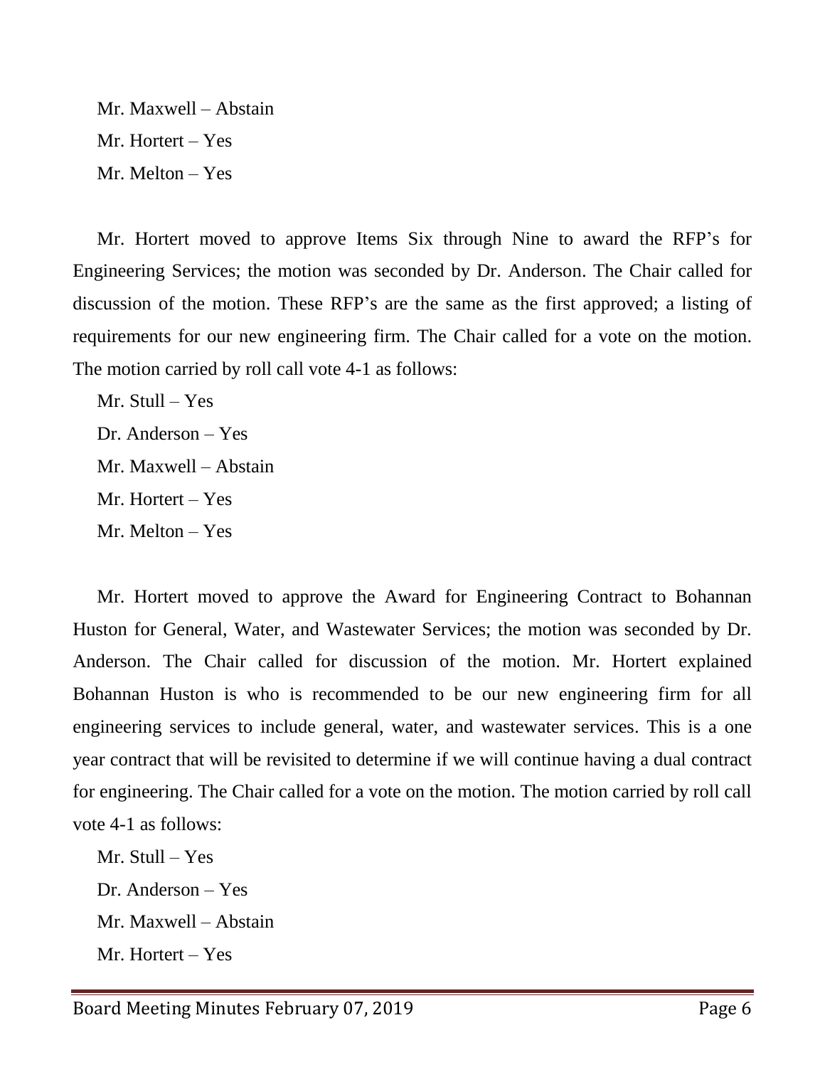Mr. Maxwell – Abstain

Mr. Hortert – Yes

Mr. Melton – Yes

Mr. Hortert moved to approve Items Six through Nine to award the RFP's for Engineering Services; the motion was seconded by Dr. Anderson. The Chair called for discussion of the motion. These RFP's are the same as the first approved; a listing of requirements for our new engineering firm. The Chair called for a vote on the motion. The motion carried by roll call vote 4-1 as follows:

Mr. Stull – Yes

Dr. Anderson – Yes

Mr. Maxwell – Abstain

Mr. Hortert – Yes

Mr. Melton – Yes

Mr. Hortert moved to approve the Award for Engineering Contract to Bohannan Huston for General, Water, and Wastewater Services; the motion was seconded by Dr. Anderson. The Chair called for discussion of the motion. Mr. Hortert explained Bohannan Huston is who is recommended to be our new engineering firm for all engineering services to include general, water, and wastewater services. This is a one year contract that will be revisited to determine if we will continue having a dual contract for engineering. The Chair called for a vote on the motion. The motion carried by roll call vote 4-1 as follows:

Mr. Stull – Yes

Dr. Anderson – Yes

Mr. Maxwell – Abstain

Mr. Hortert – Yes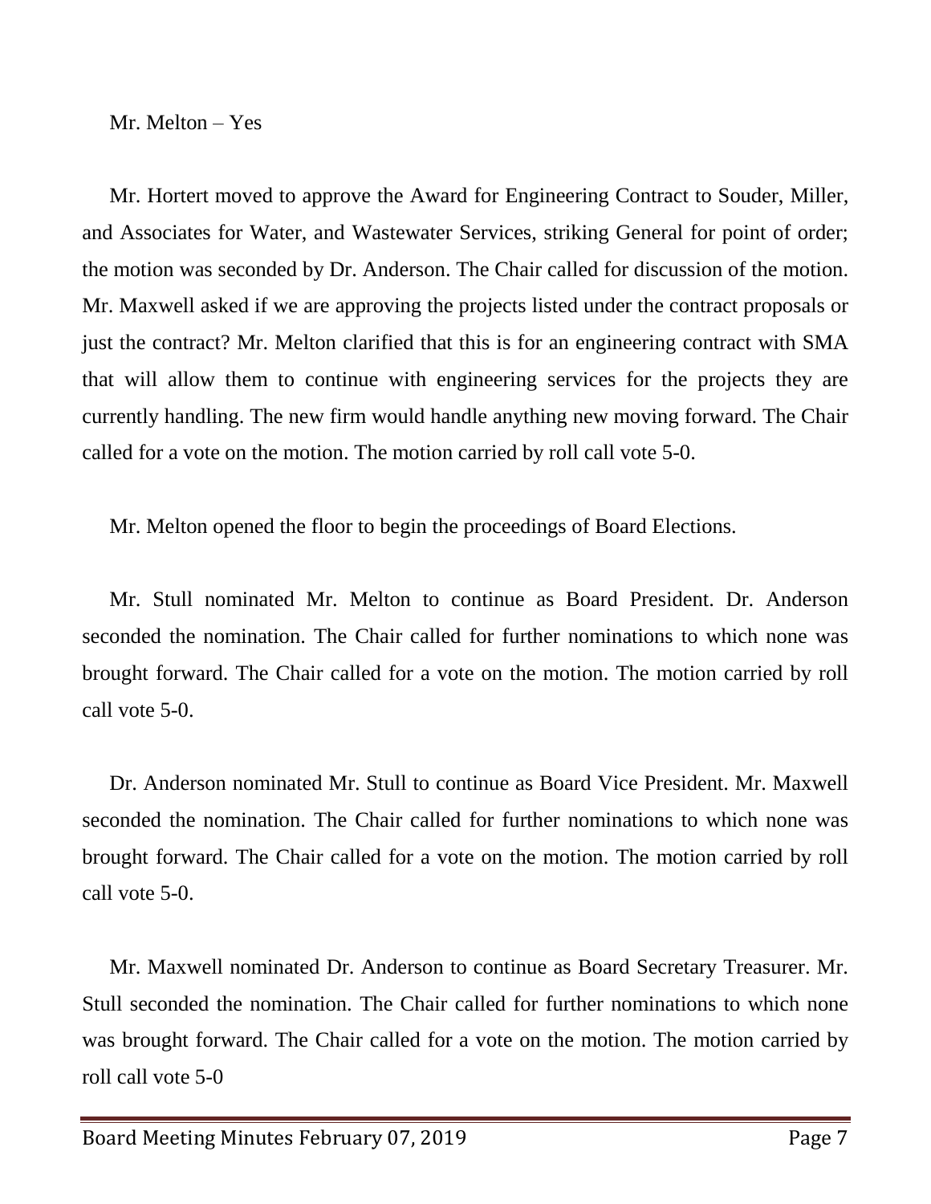Mr. Melton – Yes

Mr. Hortert moved to approve the Award for Engineering Contract to Souder, Miller, and Associates for Water, and Wastewater Services, striking General for point of order; the motion was seconded by Dr. Anderson. The Chair called for discussion of the motion. Mr. Maxwell asked if we are approving the projects listed under the contract proposals or just the contract? Mr. Melton clarified that this is for an engineering contract with SMA that will allow them to continue with engineering services for the projects they are currently handling. The new firm would handle anything new moving forward. The Chair called for a vote on the motion. The motion carried by roll call vote 5-0.

Mr. Melton opened the floor to begin the proceedings of Board Elections.

Mr. Stull nominated Mr. Melton to continue as Board President. Dr. Anderson seconded the nomination. The Chair called for further nominations to which none was brought forward. The Chair called for a vote on the motion. The motion carried by roll call vote 5-0.

Dr. Anderson nominated Mr. Stull to continue as Board Vice President. Mr. Maxwell seconded the nomination. The Chair called for further nominations to which none was brought forward. The Chair called for a vote on the motion. The motion carried by roll call vote 5-0.

Mr. Maxwell nominated Dr. Anderson to continue as Board Secretary Treasurer. Mr. Stull seconded the nomination. The Chair called for further nominations to which none was brought forward. The Chair called for a vote on the motion. The motion carried by roll call vote 5-0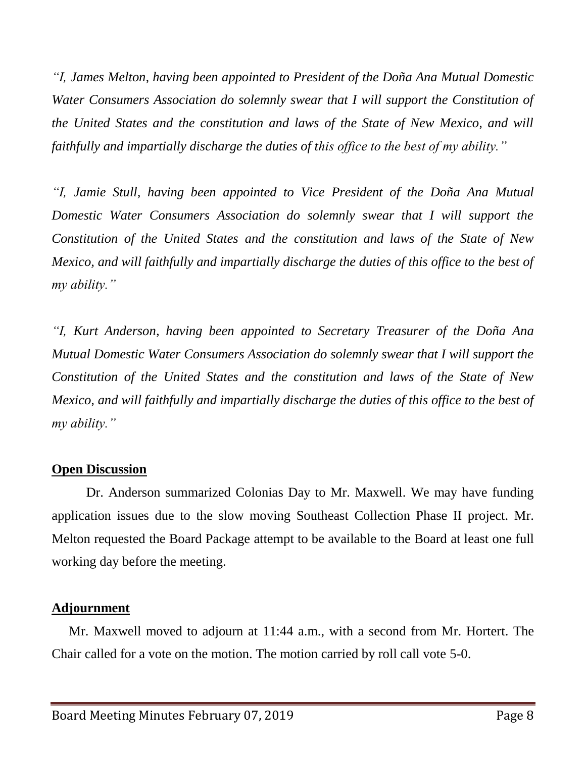*"I, James Melton, having been appointed to President of the Doña Ana Mutual Domestic Water Consumers Association do solemnly swear that I will support the Constitution of the United States and the constitution and laws of the State of New Mexico, and will faithfully and impartially discharge the duties of this office to the best of my ability."*

*"I, Jamie Stull, having been appointed to Vice President of the Doña Ana Mutual Domestic Water Consumers Association do solemnly swear that I will support the Constitution of the United States and the constitution and laws of the State of New Mexico, and will faithfully and impartially discharge the duties of this office to the best of my ability."*

*"I, Kurt Anderson, having been appointed to Secretary Treasurer of the Doña Ana Mutual Domestic Water Consumers Association do solemnly swear that I will support the Constitution of the United States and the constitution and laws of the State of New Mexico, and will faithfully and impartially discharge the duties of this office to the best of my ability."*

**Open Discussion**

Dr. Anderson summarized Colonias Day to Mr. Maxwell. We may have funding application issues due to the slow moving Southeast Collection Phase II project. Mr. Melton requested the Board Package attempt to be available to the Board at least one full working day before the meeting.

**Adjournment**

Mr. Maxwell moved to adjourn at 11:44 a.m., with a second from Mr. Hortert. The Chair called for a vote on the motion. The motion carried by roll call vote 5-0.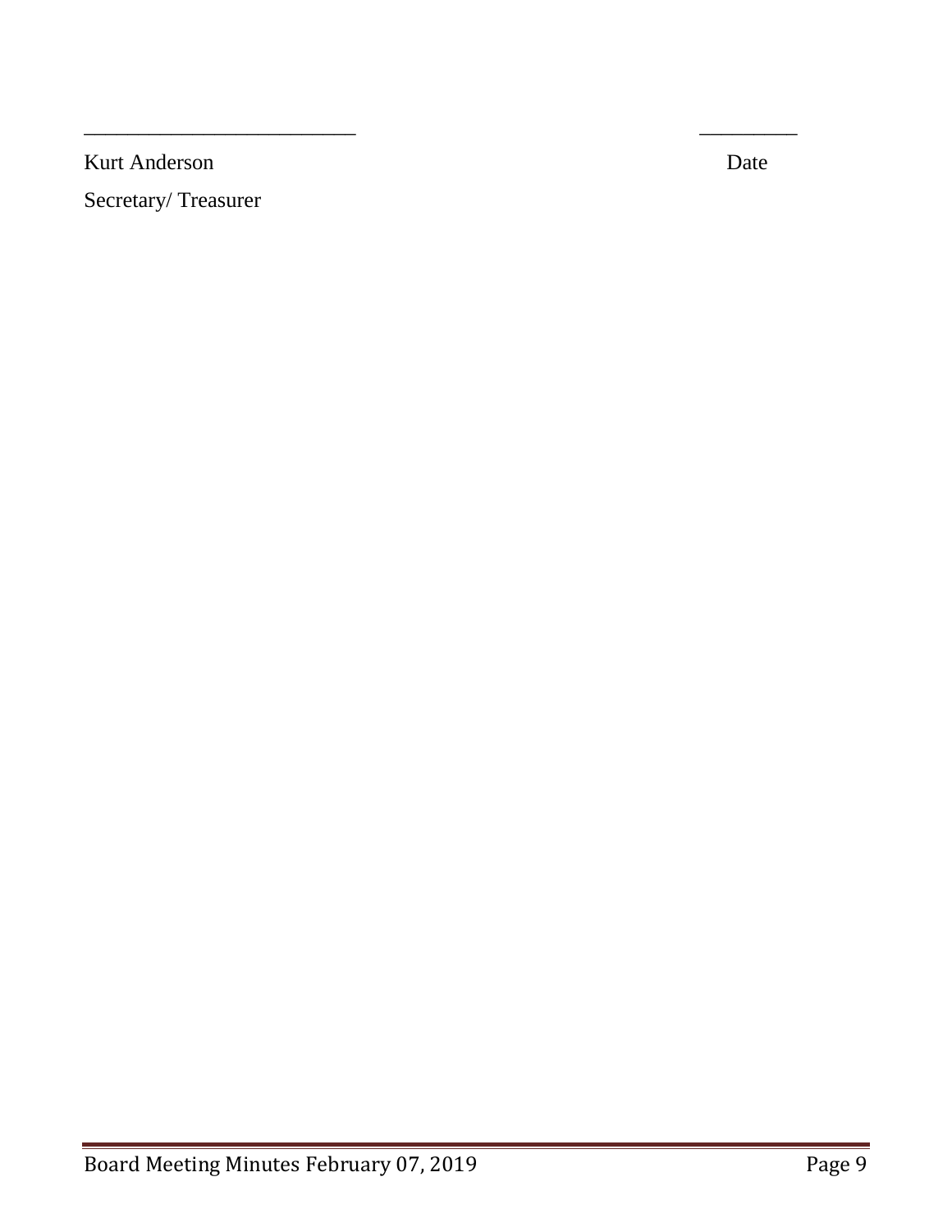___________________________ __________

Kurt Anderson Date

Secretary/ Treasurer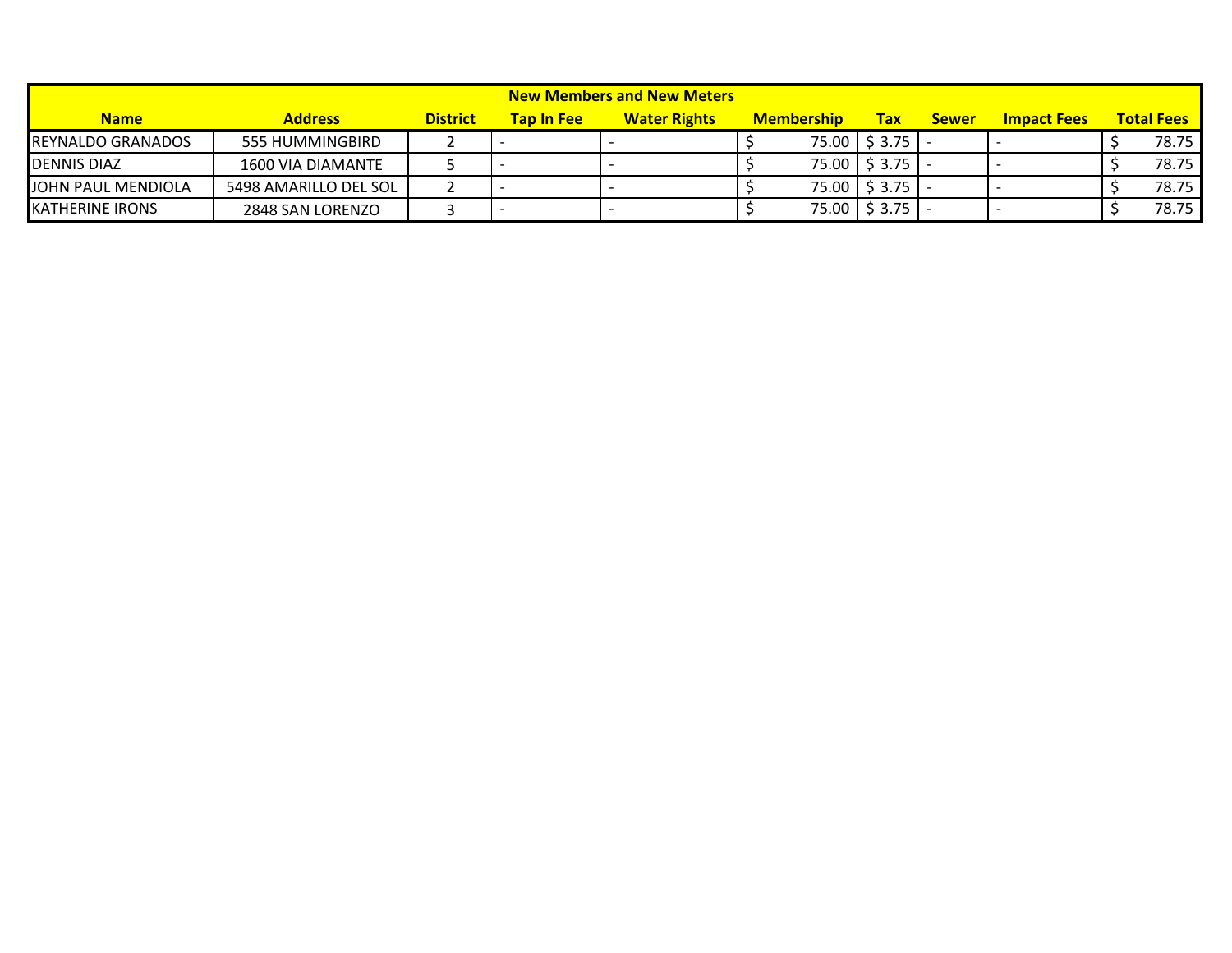| New Members and New Meters | | | | | | | | | |
|---|---|---|---|---|---|---|---|---|---|
| **Name** | **Address** | **District** | **Tap In Fee** | **Water Rights** | **Membership** | **Tax** | **Sewer** | **Impact Fees** | **Total Fees** |
| REYNALDO GRANADOS | 555 HUMMINGBIRD | 2 | - | - | $ 75.00 | $ 3.75 | - | - | $ 78.75 |
| DENNIS DIAZ | 1600 VIA DIAMANTE | 5 | - | - | $ 75.00 | $ 3.75 | - | - | $ 78.75 |
| JOHN PAUL MENDIOLA | 5498 AMARILLO DEL SOL | 2 | - | - | $ 75.00 | $ 3.75 | - | - | $ 78.75 |
| KATHERINE IRONS | 2848 SAN LORENZO | 3 | - | - | $ 75.00 | $ 3.75 | - | - | $ 78.75 |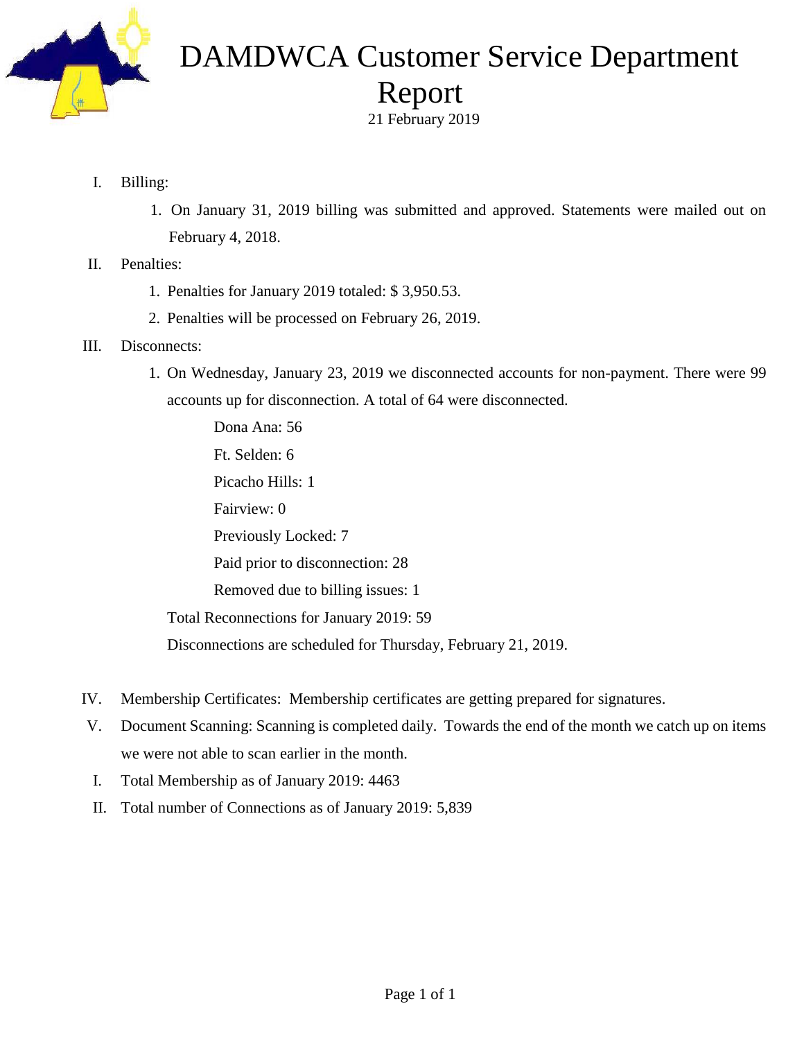# DAMDWCA Customer Service Department Report

21 February 2019

I. Billing:

1. On January 31, 2019 billing was submitted and approved. Statements were mailed out on February 4, 2018.

II. Penalties:

1. Penalties for January 2019 totaled: $ 3,950.53.
2. Penalties will be processed on February 26, 2019.

III. Disconnects:

1. On Wednesday, January 23, 2019 we disconnected accounts for non-payment. There were 99 accounts up for disconnection. A total of 64 were disconnected.

   Dona Ana: 56

   Ft. Selden: 6

   Picacho Hills: 1

   Fairview: 0

   Previously Locked: 7

   Paid prior to disconnection: 28

   Removed due to billing issues: 1

   Total Reconnections for January 2019: 59

   Disconnections are scheduled for Thursday, February 21, 2019.

IV. Membership Certificates: Membership certificates are getting prepared for signatures.

V. Document Scanning: Scanning is completed daily. Towards the end of the month we catch up on items we were not able to scan earlier in the month.

I. Total Membership as of January 2019: 4463

II. Total number of Connections as of January 2019: 5,839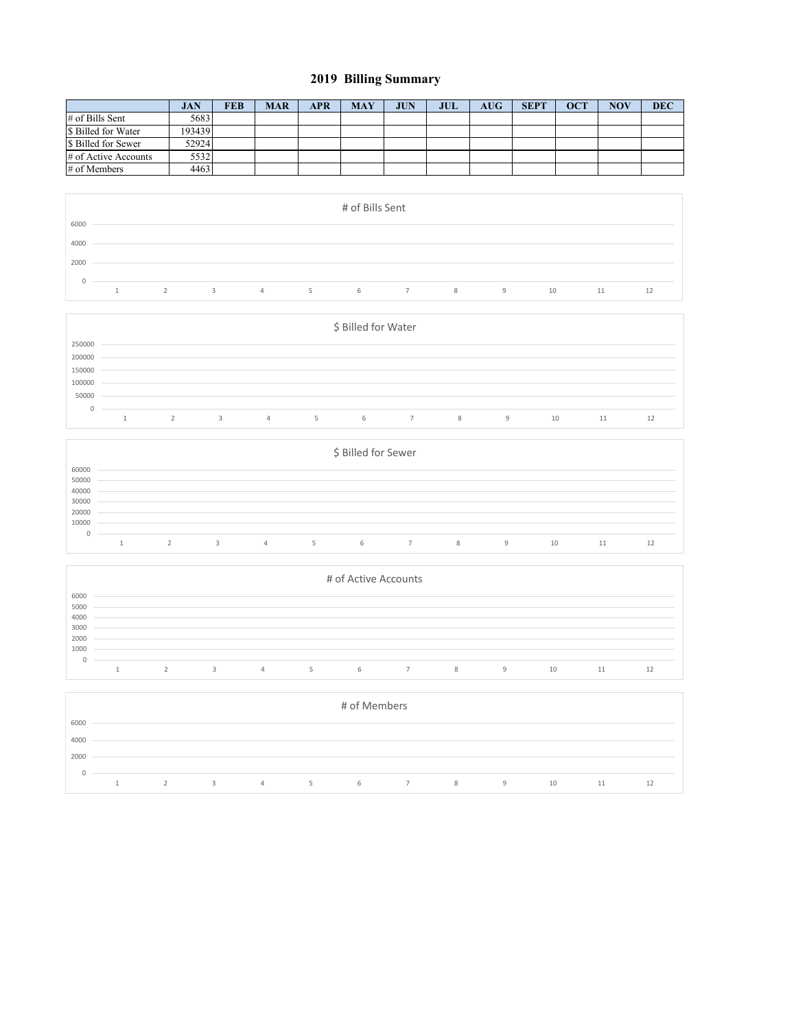# 2019 Billing Summary

| | JAN | FEB | MAR | APR | MAY | JUN | JUL | AUG | SEPT | OCT | NOV | DEC |
|---|---|---|---|---|---|---|---|---|---|---|---|---|
| # of Bills Sent | 5683 | | | | | | | | | | | |
| $ Billed for Water | 193439 | | | | | | | | | | | |
| $ Billed for Sewer | 52924 | | | | | | | | | | | |
| # of Active Accounts | 5532 | | | | | | | | | | | |
| # of Members | 4463 | | | | | | | | | | | |

# of Bills Sent

$ Billed for Water

$ Billed for Sewer

# of Active Accounts

# of Members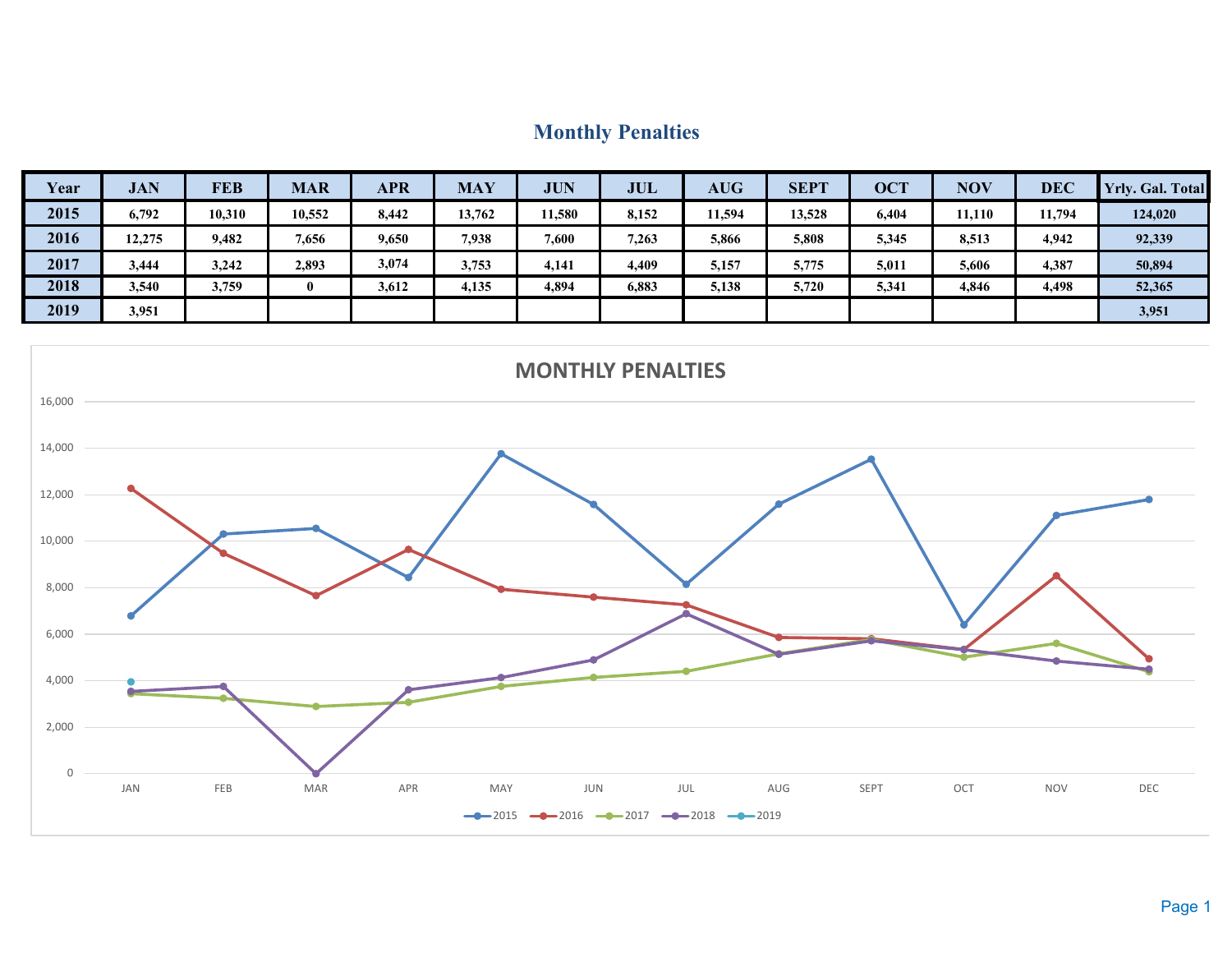# Monthly Penalties

| Year | JAN | FEB | MAR | APR | MAY | JUN | JUL | AUG | SEPT | OCT | NOV | DEC | Yrly. Gal. Total |
|---|---|---|---|---|---|---|---|---|---|---|---|---|---|
| 2015 | 6,792 | 10,310 | 10,552 | 8,442 | 13,762 | 11,580 | 8,152 | 11,594 | 13,528 | 6,404 | 11,110 | 11,794 | 124,020 |
| 2016 | 12,275 | 9,482 | 7,656 | 9,650 | 7,938 | 7,600 | 7,263 | 5,866 | 5,808 | 5,345 | 8,513 | 4,942 | 92,339 |
| 2017 | 3,444 | 3,242 | 2,893 | 3,074 | 3,753 | 4,141 | 4,409 | 5,157 | 5,775 | 5,011 | 5,606 | 4,387 | 50,894 |
| 2018 | 3,540 | 3,759 | 0 | 3,612 | 4,135 | 4,894 | 6,883 | 5,138 | 5,720 | 5,341 | 4,846 | 4,498 | 52,365 |
| 2019 | 3,951 | | | | | | | | | | | | 3,951 |

MONTHLY PENALTIES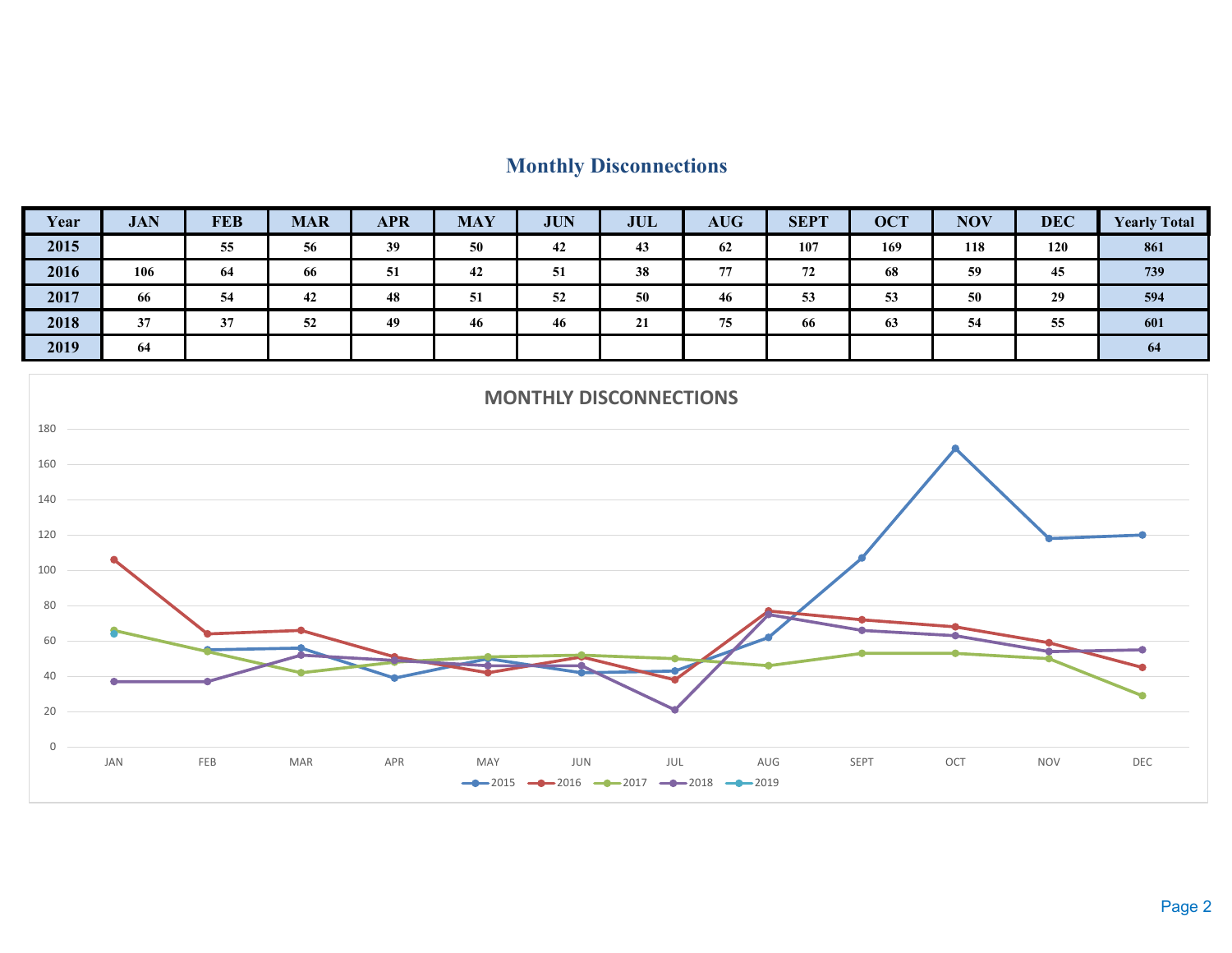## Monthly Disconnections

| Year | JAN | FEB | MAR | APR | MAY | JUN | JUL | AUG | SEPT | OCT | NOV | DEC | Yearly Total |
|---|---|---|---|---|---|---|---|---|---|---|---|---|---|
| 2015 | | 55 | 56 | 39 | 50 | 42 | 43 | 62 | 107 | 169 | 118 | 120 | 861 |
| 2016 | 106 | 64 | 66 | 51 | 42 | 51 | 38 | 77 | 72 | 68 | 59 | 45 | 739 |
| 2017 | 66 | 54 | 42 | 48 | 51 | 52 | 50 | 46 | 53 | 53 | 50 | 29 | 594 |
| 2018 | 37 | 37 | 52 | 49 | 46 | 46 | 21 | 75 | 66 | 63 | 54 | 55 | 601 |
| 2019 | 64 | | | | | | | | | | | | 64 |

MONTHLY DISCONNECTIONS

(Line chart: y-axis 0–180; x-axis JAN, FEB, MAR, APR, MAY, JUN, JUL, AUG, SEPT, OCT, NOV, DEC; legend: 2015, 2016, 2017, 2018, 2019)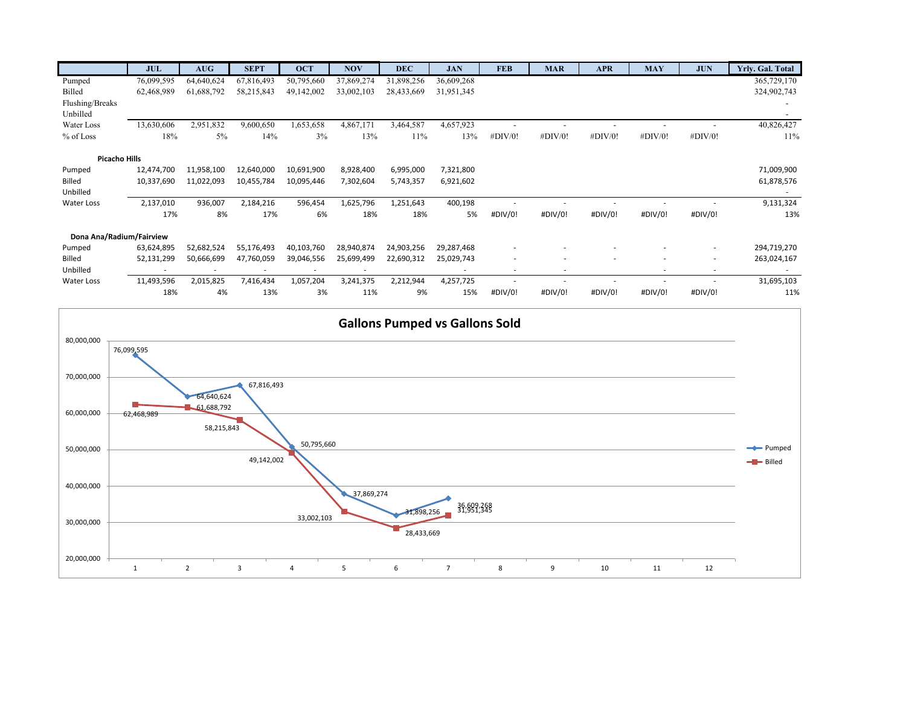| | JUL | AUG | SEPT | OCT | NOV | DEC | JAN | FEB | MAR | APR | MAY | JUN | Yrly. Gal. Total |
|---|---|---|---|---|---|---|---|---|---|---|---|---|---|
| Pumped | 76,099,595 | 64,640,624 | 67,816,493 | 50,795,660 | 37,869,274 | 31,898,256 | 36,609,268 | | | | | | 365,729,170 |
| Billed | 62,468,989 | 61,688,792 | 58,215,843 | 49,142,002 | 33,002,103 | 28,433,669 | 31,951,345 | | | | | | 324,902,743 |
| Flushing/Breaks | | | | | | | | | | | | | - |
| Unbilled | | | | | | | | | | | | | - |
| Water Loss | 13,630,606 | 2,951,832 | 9,600,650 | 1,653,658 | 4,867,171 | 3,464,587 | 4,657,923 | - | - | - | - | - | 40,826,427 |
| % of Loss | 18% | 5% | 14% | 3% | 13% | 11% | 13% | #DIV/0! | #DIV/0! | #DIV/0! | #DIV/0! | #DIV/0! | 11% |
| **Picacho Hills** | | | | | | | | | | | | | |
| Pumped | 12,474,700 | 11,958,100 | 12,640,000 | 10,691,900 | 8,928,400 | 6,995,000 | 7,321,800 | | | | | | 71,009,900 |
| Billed | 10,337,690 | 11,022,093 | 10,455,784 | 10,095,446 | 7,302,604 | 5,743,357 | 6,921,602 | | | | | | 61,878,576 |
| Unbilled | | | | | | | | | | | | | - |
| Water Loss | 2,137,010 | 936,007 | 2,184,216 | 596,454 | 1,625,796 | 1,251,643 | 400,198 | - | - | - | - | - | 9,131,324 |
| | 17% | 8% | 17% | 6% | 18% | 18% | 5% | #DIV/0! | #DIV/0! | #DIV/0! | #DIV/0! | #DIV/0! | 13% |
| **Dona Ana/Radium/Fairview** | | | | | | | | | | | | | |
| Pumped | 63,624,895 | 52,682,524 | 55,176,493 | 40,103,760 | 28,940,874 | 24,903,256 | 29,287,468 | - | - | - | - | - | 294,719,270 |
| Billed | 52,131,299 | 50,666,699 | 47,760,059 | 39,046,556 | 25,699,499 | 22,690,312 | 25,029,743 | - | - | - | - | - | 263,024,167 |
| Unbilled | - | - | - | - | - | - | - | - | - | - | - | - | - |
| Water Loss | 11,493,596 | 2,015,825 | 7,416,434 | 1,057,204 | 3,241,375 | 2,212,944 | 4,257,725 | - | - | - | - | - | 31,695,103 |
| | 18% | 4% | 13% | 3% | 11% | 9% | 15% | #DIV/0! | #DIV/0! | #DIV/0! | #DIV/0! | #DIV/0! | 11% |

**Gallons Pumped vs Gallons Sold**

| Month | Pumped | Billed |
|---|---|---|
| 1 | 76,099,595 | 62,468,989 |
| 2 | 64,640,624 | 61,688,792 |
| 3 | 67,816,493 | 58,215,843 |
| 4 | 50,795,660 | 49,142,002 |
| 5 | 37,869,274 | 33,002,103 |
| 6 | 31,898,256 | 28,433,669 |
| 7 | 36,609,268 | 31,951,345 |
| 8 | | |
| 9 | | |
| 10 | | |
| 11 | | |
| 12 | | |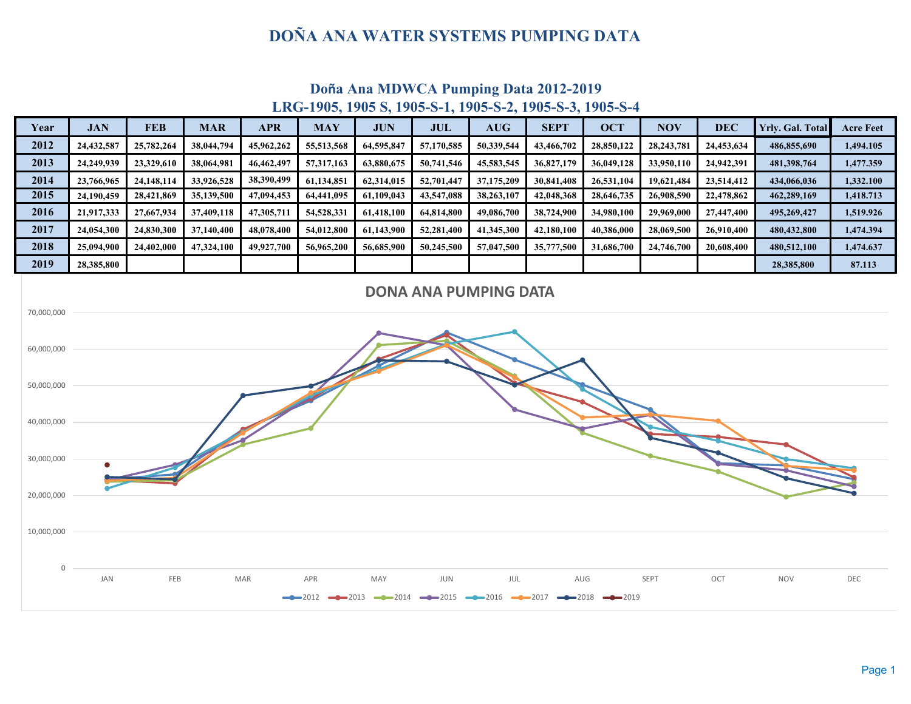# DOÑA ANA WATER SYSTEMS PUMPING DATA

## Doña Ana MDWCA Pumping Data 2012-2019
### LRG-1905, 1905 S, 1905-S-1, 1905-S-2, 1905-S-3, 1905-S-4

| Year | JAN | FEB | MAR | APR | MAY | JUN | JUL | AUG | SEPT | OCT | NOV | DEC | Yrly. Gal. Total | Acre Feet |
|---|---|---|---|---|---|---|---|---|---|---|---|---|---|---|
| 2012 | 24,432,587 | 25,782,264 | 38,044,794 | 45,962,262 | 55,513,568 | 64,595,847 | 57,170,585 | 50,339,544 | 43,466,702 | 28,850,122 | 28,243,781 | 24,453,634 | 486,855,690 | 1,494.105 |
| 2013 | 24,249,939 | 23,329,610 | 38,064,981 | 46,462,497 | 57,317,163 | 63,880,675 | 50,741,546 | 45,583,545 | 36,827,179 | 36,049,128 | 33,950,110 | 24,942,391 | 481,398,764 | 1,477.359 |
| 2014 | 23,766,965 | 24,148,114 | 33,926,528 | 38,390,499 | 61,134,851 | 62,314,015 | 52,701,447 | 37,175,209 | 30,841,408 | 26,531,104 | 19,621,484 | 23,514,412 | 434,066,036 | 1,332.100 |
| 2015 | 24,190,459 | 28,421,869 | 35,139,500 | 47,094,453 | 64,441,095 | 61,109,043 | 43,547,088 | 38,263,107 | 42,048,368 | 28,646,735 | 26,908,590 | 22,478,862 | 462,289,169 | 1,418.713 |
| 2016 | 21,917,333 | 27,667,934 | 37,409,118 | 47,305,711 | 54,528,331 | 61,418,100 | 64,814,800 | 49,086,700 | 38,724,900 | 34,980,100 | 29,969,000 | 27,447,400 | 495,269,427 | 1,519.926 |
| 2017 | 24,054,300 | 24,830,300 | 37,140,400 | 48,078,400 | 54,012,800 | 61,143,900 | 52,281,400 | 41,345,300 | 42,180,100 | 40,386,000 | 28,069,500 | 26,910,400 | 480,432,800 | 1,474.394 |
| 2018 | 25,094,900 | 24,402,000 | 47,324,100 | 49,927,700 | 56,965,200 | 56,685,900 | 50,245,500 | 57,047,500 | 35,777,500 | 31,686,700 | 24,746,700 | 20,608,400 | 480,512,100 | 1,474.637 |
| 2019 | 28,385,800 | | | | | | | | | | | | 28,385,800 | 87.113 |

DONA ANA PUMPING DATA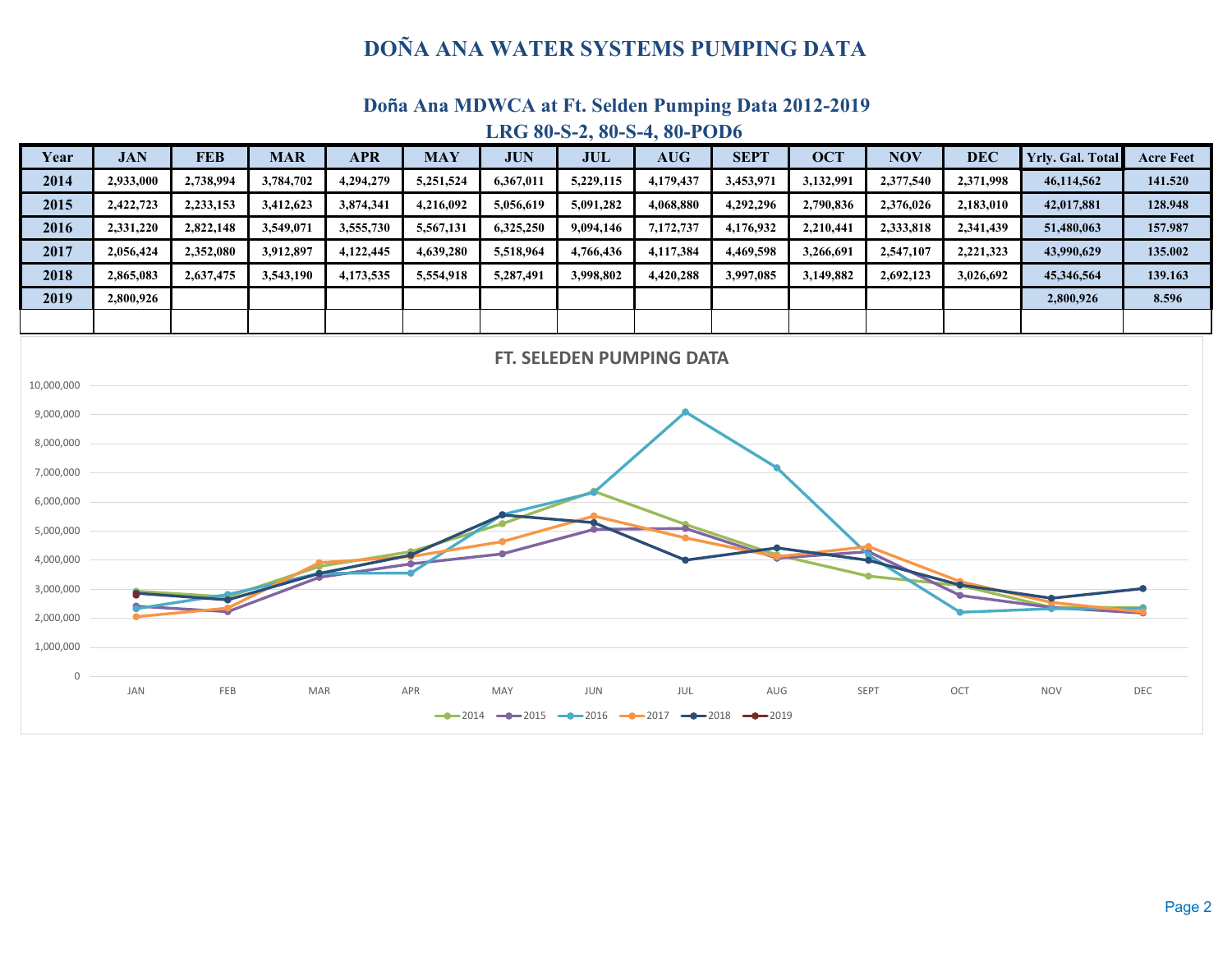# DOÑA ANA WATER SYSTEMS PUMPING DATA

## Doña Ana MDWCA at Ft. Selden Pumping Data 2012-2019

### LRG 80-S-2, 80-S-4, 80-POD6

| Year | JAN | FEB | MAR | APR | MAY | JUN | JUL | AUG | SEPT | OCT | NOV | DEC | Yrly. Gal. Total | Acre Feet |
|---|---|---|---|---|---|---|---|---|---|---|---|---|---|---|
| 2014 | 2,933,000 | 2,738,994 | 3,784,702 | 4,294,279 | 5,251,524 | 6,367,011 | 5,229,115 | 4,179,437 | 3,453,971 | 3,132,991 | 2,377,540 | 2,371,998 | 46,114,562 | 141.520 |
| 2015 | 2,422,723 | 2,233,153 | 3,412,623 | 3,874,341 | 4,216,092 | 5,056,619 | 5,091,282 | 4,068,880 | 4,292,296 | 2,790,836 | 2,376,026 | 2,183,010 | 42,017,881 | 128.948 |
| 2016 | 2,331,220 | 2,822,148 | 3,549,071 | 3,555,730 | 5,567,131 | 6,325,250 | 9,094,146 | 7,172,737 | 4,176,932 | 2,210,441 | 2,333,818 | 2,341,439 | 51,480,063 | 157.987 |
| 2017 | 2,056,424 | 2,352,080 | 3,912,897 | 4,122,445 | 4,639,280 | 5,518,964 | 4,766,436 | 4,117,384 | 4,469,598 | 3,266,691 | 2,547,107 | 2,221,323 | 43,990,629 | 135.002 |
| 2018 | 2,865,083 | 2,637,475 | 3,543,190 | 4,173,535 | 5,554,918 | 5,287,491 | 3,998,802 | 4,420,288 | 3,997,085 | 3,149,882 | 2,692,123 | 3,026,692 | 45,346,564 | 139.163 |
| 2019 | 2,800,926 | | | | | | | | | | | | 2,800,926 | 8.596 |
| | | | | | | | | | | | | | | |

**FT. SELEDEN PUMPING DATA**

Line chart of monthly pumping (0 to 10,000,000 gallons), JAN–DEC, series: 2014, 2015, 2016, 2017, 2018, 2019.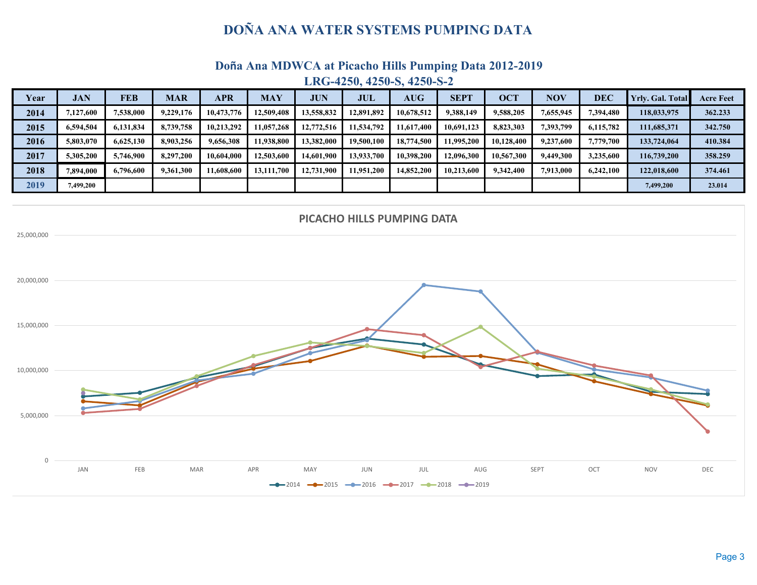# DOÑA ANA WATER SYSTEMS PUMPING DATA

## Doña Ana MDWCA at Picacho Hills Pumping Data 2012-2019

### LRG-4250, 4250-S, 4250-S-2

| Year | JAN | FEB | MAR | APR | MAY | JUN | JUL | AUG | SEPT | OCT | NOV | DEC | Yrly. Gal. Total | Acre Feet |
|---|---|---|---|---|---|---|---|---|---|---|---|---|---|---|
| 2014 | 7,127,600 | 7,538,000 | 9,229,176 | 10,473,776 | 12,509,408 | 13,558,832 | 12,891,892 | 10,678,512 | 9,388,149 | 9,588,205 | 7,655,945 | 7,394,480 | 118,033,975 | 362.233 |
| 2015 | 6,594,504 | 6,131,834 | 8,739,758 | 10,213,292 | 11,057,268 | 12,772,516 | 11,534,792 | 11,617,400 | 10,691,123 | 8,823,303 | 7,393,799 | 6,115,782 | 111,685,371 | 342.750 |
| 2016 | 5,803,070 | 6,625,130 | 8,903,256 | 9,656,308 | 11,938,800 | 13,382,000 | 19,500,100 | 18,774,500 | 11,995,200 | 10,128,400 | 9,237,600 | 7,779,700 | 133,724,064 | 410.384 |
| 2017 | 5,305,200 | 5,746,900 | 8,297,200 | 10,604,000 | 12,503,600 | 14,601,900 | 13,933,700 | 10,398,200 | 12,096,300 | 10,567,300 | 9,449,300 | 3,235,600 | 116,739,200 | 358.259 |
| 2018 | 7,894,000 | 6,796,600 | 9,361,300 | 11,608,600 | 13,111,700 | 12,731,900 | 11,951,200 | 14,852,200 | 10,213,600 | 9,342,400 | 7,913,000 | 6,242,100 | 122,018,600 | 374.461 |
| 2019 | 7,499,200 | | | | | | | | | | | | 7,499,200 | 23.014 |

PICACHO HILLS PUMPING DATA

[Line chart of monthly pumping (0 to 25,000,000 gallons) for JAN–DEC, series 2014, 2015, 2016, 2017, 2018, 2019]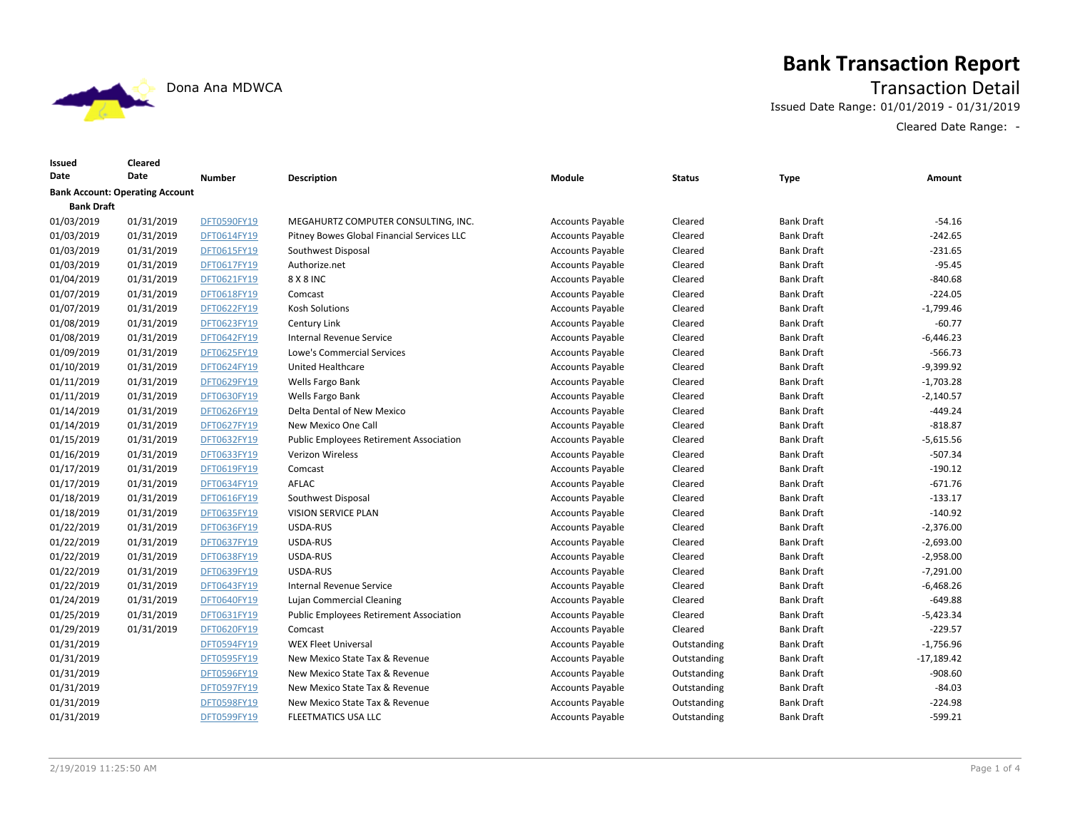Dona Ana MDWCA

# Bank Transaction Report

## Transaction Detail

Issued Date Range: 01/01/2019 - 01/31/2019

Cleared Date Range: -

| Issued Date | Cleared Date | Number | Description | Module | Status | Type | Amount |
|---|---|---|---|---|---|---|---|
| **Bank Account: Operating Account** | | | | | | | |
| **Bank Draft** | | | | | | | |
| 01/03/2019 | 01/31/2019 | DFT0590FY19 | MEGAHURTZ COMPUTER CONSULTING, INC. | Accounts Payable | Cleared | Bank Draft | -54.16 |
| 01/03/2019 | 01/31/2019 | DFT0614FY19 | Pitney Bowes Global Financial Services LLC | Accounts Payable | Cleared | Bank Draft | -242.65 |
| 01/03/2019 | 01/31/2019 | DFT0615FY19 | Southwest Disposal | Accounts Payable | Cleared | Bank Draft | -231.65 |
| 01/03/2019 | 01/31/2019 | DFT0617FY19 | Authorize.net | Accounts Payable | Cleared | Bank Draft | -95.45 |
| 01/04/2019 | 01/31/2019 | DFT0621FY19 | 8 X 8 INC | Accounts Payable | Cleared | Bank Draft | -840.68 |
| 01/07/2019 | 01/31/2019 | DFT0618FY19 | Comcast | Accounts Payable | Cleared | Bank Draft | -224.05 |
| 01/07/2019 | 01/31/2019 | DFT0622FY19 | Kosh Solutions | Accounts Payable | Cleared | Bank Draft | -1,799.46 |
| 01/08/2019 | 01/31/2019 | DFT0623FY19 | Century Link | Accounts Payable | Cleared | Bank Draft | -60.77 |
| 01/08/2019 | 01/31/2019 | DFT0642FY19 | Internal Revenue Service | Accounts Payable | Cleared | Bank Draft | -6,446.23 |
| 01/09/2019 | 01/31/2019 | DFT0625FY19 | Lowe's Commercial Services | Accounts Payable | Cleared | Bank Draft | -566.73 |
| 01/10/2019 | 01/31/2019 | DFT0624FY19 | United Healthcare | Accounts Payable | Cleared | Bank Draft | -9,399.92 |
| 01/11/2019 | 01/31/2019 | DFT0629FY19 | Wells Fargo Bank | Accounts Payable | Cleared | Bank Draft | -1,703.28 |
| 01/11/2019 | 01/31/2019 | DFT0630FY19 | Wells Fargo Bank | Accounts Payable | Cleared | Bank Draft | -2,140.57 |
| 01/14/2019 | 01/31/2019 | DFT0626FY19 | Delta Dental of New Mexico | Accounts Payable | Cleared | Bank Draft | -449.24 |
| 01/14/2019 | 01/31/2019 | DFT0627FY19 | New Mexico One Call | Accounts Payable | Cleared | Bank Draft | -818.87 |
| 01/15/2019 | 01/31/2019 | DFT0632FY19 | Public Employees Retirement Association | Accounts Payable | Cleared | Bank Draft | -5,615.56 |
| 01/16/2019 | 01/31/2019 | DFT0633FY19 | Verizon Wireless | Accounts Payable | Cleared | Bank Draft | -507.34 |
| 01/17/2019 | 01/31/2019 | DFT0619FY19 | Comcast | Accounts Payable | Cleared | Bank Draft | -190.12 |
| 01/17/2019 | 01/31/2019 | DFT0634FY19 | AFLAC | Accounts Payable | Cleared | Bank Draft | -671.76 |
| 01/18/2019 | 01/31/2019 | DFT0616FY19 | Southwest Disposal | Accounts Payable | Cleared | Bank Draft | -133.17 |
| 01/18/2019 | 01/31/2019 | DFT0635FY19 | VISION SERVICE PLAN | Accounts Payable | Cleared | Bank Draft | -140.92 |
| 01/22/2019 | 01/31/2019 | DFT0636FY19 | USDA-RUS | Accounts Payable | Cleared | Bank Draft | -2,376.00 |
| 01/22/2019 | 01/31/2019 | DFT0637FY19 | USDA-RUS | Accounts Payable | Cleared | Bank Draft | -2,693.00 |
| 01/22/2019 | 01/31/2019 | DFT0638FY19 | USDA-RUS | Accounts Payable | Cleared | Bank Draft | -2,958.00 |
| 01/22/2019 | 01/31/2019 | DFT0639FY19 | USDA-RUS | Accounts Payable | Cleared | Bank Draft | -7,291.00 |
| 01/22/2019 | 01/31/2019 | DFT0643FY19 | Internal Revenue Service | Accounts Payable | Cleared | Bank Draft | -6,468.26 |
| 01/24/2019 | 01/31/2019 | DFT0640FY19 | Lujan Commercial Cleaning | Accounts Payable | Cleared | Bank Draft | -649.88 |
| 01/25/2019 | 01/31/2019 | DFT0631FY19 | Public Employees Retirement Association | Accounts Payable | Cleared | Bank Draft | -5,423.34 |
| 01/29/2019 | 01/31/2019 | DFT0620FY19 | Comcast | Accounts Payable | Cleared | Bank Draft | -229.57 |
| 01/31/2019 | | DFT0594FY19 | WEX Fleet Universal | Accounts Payable | Outstanding | Bank Draft | -1,756.96 |
| 01/31/2019 | | DFT0595FY19 | New Mexico State Tax & Revenue | Accounts Payable | Outstanding | Bank Draft | -17,189.42 |
| 01/31/2019 | | DFT0596FY19 | New Mexico State Tax & Revenue | Accounts Payable | Outstanding | Bank Draft | -908.60 |
| 01/31/2019 | | DFT0597FY19 | New Mexico State Tax & Revenue | Accounts Payable | Outstanding | Bank Draft | -84.03 |
| 01/31/2019 | | DFT0598FY19 | New Mexico State Tax & Revenue | Accounts Payable | Outstanding | Bank Draft | -224.98 |
| 01/31/2019 | | DFT0599FY19 | FLEETMATICS USA LLC | Accounts Payable | Outstanding | Bank Draft | -599.21 |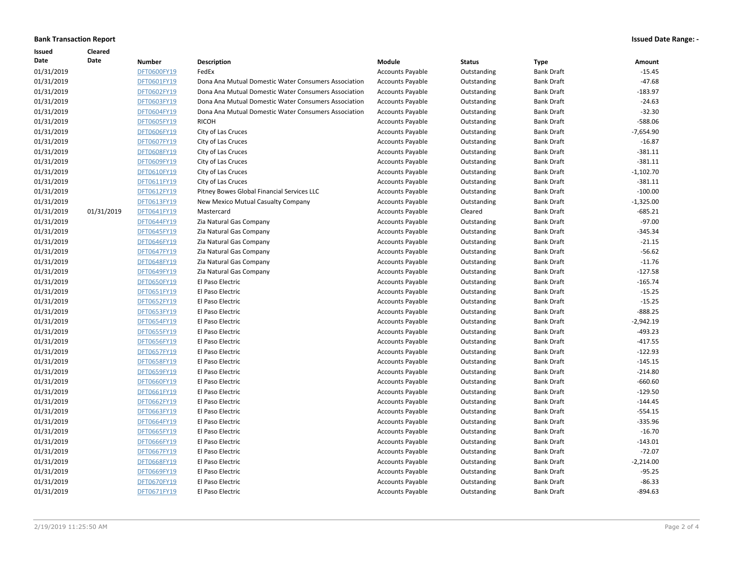**Bank Transaction Report** **Issued Date Range: -**

| Issued Date | Cleared Date | Number | Description | Module | Status | Type | Amount |
|---|---|---|---|---|---|---|---|
| 01/31/2019 | | DFT0600FY19 | FedEx | Accounts Payable | Outstanding | Bank Draft | -15.45 |
| 01/31/2019 | | DFT0601FY19 | Dona Ana Mutual Domestic Water Consumers Association | Accounts Payable | Outstanding | Bank Draft | -47.68 |
| 01/31/2019 | | DFT0602FY19 | Dona Ana Mutual Domestic Water Consumers Association | Accounts Payable | Outstanding | Bank Draft | -183.97 |
| 01/31/2019 | | DFT0603FY19 | Dona Ana Mutual Domestic Water Consumers Association | Accounts Payable | Outstanding | Bank Draft | -24.63 |
| 01/31/2019 | | DFT0604FY19 | Dona Ana Mutual Domestic Water Consumers Association | Accounts Payable | Outstanding | Bank Draft | -32.30 |
| 01/31/2019 | | DFT0605FY19 | RICOH | Accounts Payable | Outstanding | Bank Draft | -588.06 |
| 01/31/2019 | | DFT0606FY19 | City of Las Cruces | Accounts Payable | Outstanding | Bank Draft | -7,654.90 |
| 01/31/2019 | | DFT0607FY19 | City of Las Cruces | Accounts Payable | Outstanding | Bank Draft | -16.87 |
| 01/31/2019 | | DFT0608FY19 | City of Las Cruces | Accounts Payable | Outstanding | Bank Draft | -381.11 |
| 01/31/2019 | | DFT0609FY19 | City of Las Cruces | Accounts Payable | Outstanding | Bank Draft | -381.11 |
| 01/31/2019 | | DFT0610FY19 | City of Las Cruces | Accounts Payable | Outstanding | Bank Draft | -1,102.70 |
| 01/31/2019 | | DFT0611FY19 | City of Las Cruces | Accounts Payable | Outstanding | Bank Draft | -381.11 |
| 01/31/2019 | | DFT0612FY19 | Pitney Bowes Global Financial Services LLC | Accounts Payable | Outstanding | Bank Draft | -100.00 |
| 01/31/2019 | | DFT0613FY19 | New Mexico Mutual Casualty Company | Accounts Payable | Outstanding | Bank Draft | -1,325.00 |
| 01/31/2019 | 01/31/2019 | DFT0641FY19 | Mastercard | Accounts Payable | Cleared | Bank Draft | -685.21 |
| 01/31/2019 | | DFT0644FY19 | Zia Natural Gas Company | Accounts Payable | Outstanding | Bank Draft | -97.00 |
| 01/31/2019 | | DFT0645FY19 | Zia Natural Gas Company | Accounts Payable | Outstanding | Bank Draft | -345.34 |
| 01/31/2019 | | DFT0646FY19 | Zia Natural Gas Company | Accounts Payable | Outstanding | Bank Draft | -21.15 |
| 01/31/2019 | | DFT0647FY19 | Zia Natural Gas Company | Accounts Payable | Outstanding | Bank Draft | -56.62 |
| 01/31/2019 | | DFT0648FY19 | Zia Natural Gas Company | Accounts Payable | Outstanding | Bank Draft | -11.76 |
| 01/31/2019 | | DFT0649FY19 | Zia Natural Gas Company | Accounts Payable | Outstanding | Bank Draft | -127.58 |
| 01/31/2019 | | DFT0650FY19 | El Paso Electric | Accounts Payable | Outstanding | Bank Draft | -165.74 |
| 01/31/2019 | | DFT0651FY19 | El Paso Electric | Accounts Payable | Outstanding | Bank Draft | -15.25 |
| 01/31/2019 | | DFT0652FY19 | El Paso Electric | Accounts Payable | Outstanding | Bank Draft | -15.25 |
| 01/31/2019 | | DFT0653FY19 | El Paso Electric | Accounts Payable | Outstanding | Bank Draft | -888.25 |
| 01/31/2019 | | DFT0654FY19 | El Paso Electric | Accounts Payable | Outstanding | Bank Draft | -2,942.19 |
| 01/31/2019 | | DFT0655FY19 | El Paso Electric | Accounts Payable | Outstanding | Bank Draft | -493.23 |
| 01/31/2019 | | DFT0656FY19 | El Paso Electric | Accounts Payable | Outstanding | Bank Draft | -417.55 |
| 01/31/2019 | | DFT0657FY19 | El Paso Electric | Accounts Payable | Outstanding | Bank Draft | -122.93 |
| 01/31/2019 | | DFT0658FY19 | El Paso Electric | Accounts Payable | Outstanding | Bank Draft | -145.15 |
| 01/31/2019 | | DFT0659FY19 | El Paso Electric | Accounts Payable | Outstanding | Bank Draft | -214.80 |
| 01/31/2019 | | DFT0660FY19 | El Paso Electric | Accounts Payable | Outstanding | Bank Draft | -660.60 |
| 01/31/2019 | | DFT0661FY19 | El Paso Electric | Accounts Payable | Outstanding | Bank Draft | -129.50 |
| 01/31/2019 | | DFT0662FY19 | El Paso Electric | Accounts Payable | Outstanding | Bank Draft | -144.45 |
| 01/31/2019 | | DFT0663FY19 | El Paso Electric | Accounts Payable | Outstanding | Bank Draft | -554.15 |
| 01/31/2019 | | DFT0664FY19 | El Paso Electric | Accounts Payable | Outstanding | Bank Draft | -335.96 |
| 01/31/2019 | | DFT0665FY19 | El Paso Electric | Accounts Payable | Outstanding | Bank Draft | -16.70 |
| 01/31/2019 | | DFT0666FY19 | El Paso Electric | Accounts Payable | Outstanding | Bank Draft | -143.01 |
| 01/31/2019 | | DFT0667FY19 | El Paso Electric | Accounts Payable | Outstanding | Bank Draft | -72.07 |
| 01/31/2019 | | DFT0668FY19 | El Paso Electric | Accounts Payable | Outstanding | Bank Draft | -2,214.00 |
| 01/31/2019 | | DFT0669FY19 | El Paso Electric | Accounts Payable | Outstanding | Bank Draft | -95.25 |
| 01/31/2019 | | DFT0670FY19 | El Paso Electric | Accounts Payable | Outstanding | Bank Draft | -86.33 |
| 01/31/2019 | | DFT0671FY19 | El Paso Electric | Accounts Payable | Outstanding | Bank Draft | -894.63 |

2/19/2019 11:25:50 AM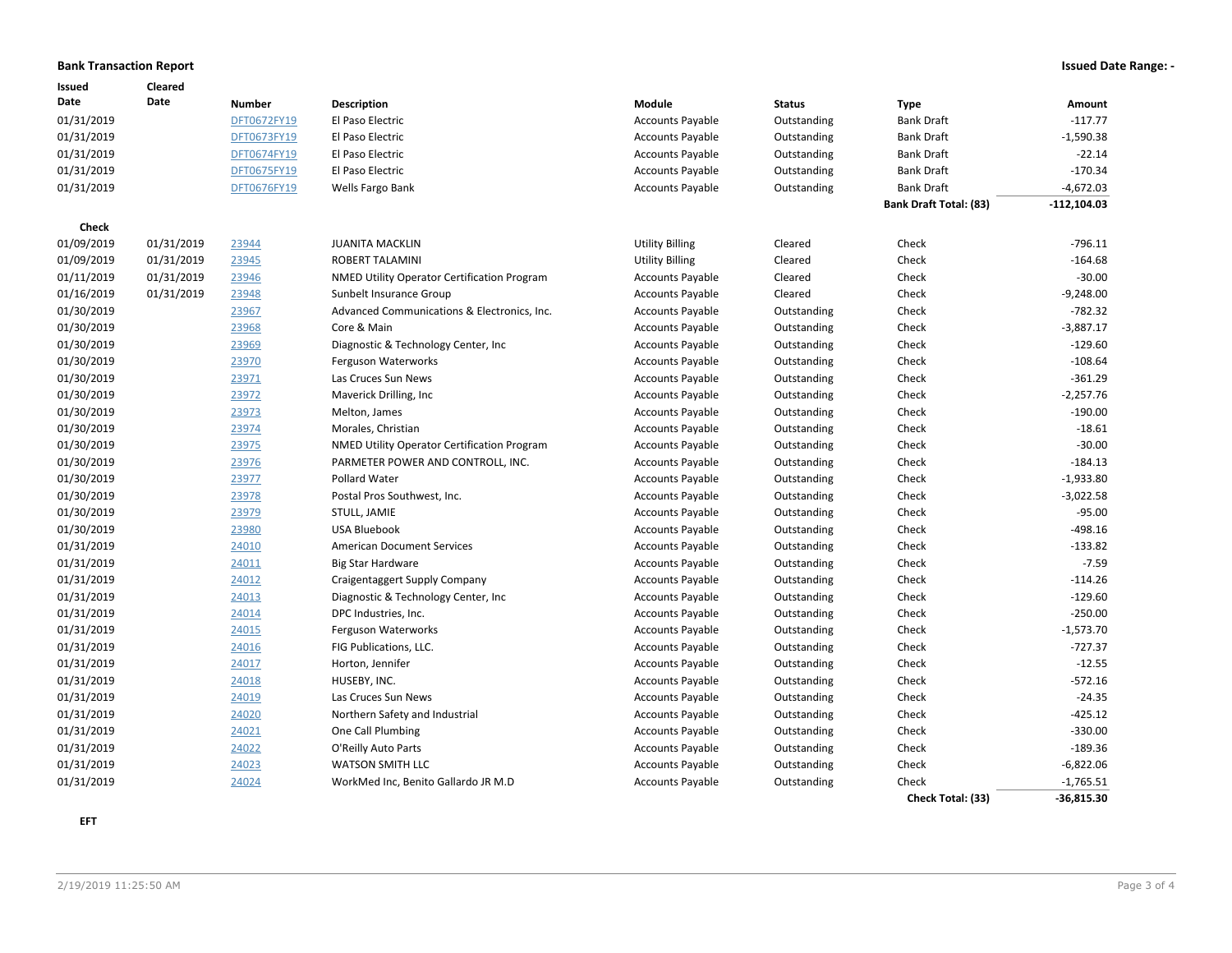**Bank Transaction Report**

**Issued Date Range: -**

| Issued Date | Cleared Date | Number | Description | Module | Status | Type | Amount |
|---|---|---|---|---|---|---|---|
| 01/31/2019 | | DFT0672FY19 | El Paso Electric | Accounts Payable | Outstanding | Bank Draft | -117.77 |
| 01/31/2019 | | DFT0673FY19 | El Paso Electric | Accounts Payable | Outstanding | Bank Draft | -1,590.38 |
| 01/31/2019 | | DFT0674FY19 | El Paso Electric | Accounts Payable | Outstanding | Bank Draft | -22.14 |
| 01/31/2019 | | DFT0675FY19 | El Paso Electric | Accounts Payable | Outstanding | Bank Draft | -170.34 |
| 01/31/2019 | | DFT0676FY19 | Wells Fargo Bank | Accounts Payable | Outstanding | Bank Draft | -4,672.03 |
| | | | | | | **Bank Draft Total: (83)** | **-112,104.03** |

**Check**

| Issued Date | Cleared Date | Number | Description | Module | Status | Type | Amount |
|---|---|---|---|---|---|---|---|
| 01/09/2019 | 01/31/2019 | 23944 | JUANITA MACKLIN | Utility Billing | Cleared | Check | -796.11 |
| 01/09/2019 | 01/31/2019 | 23945 | ROBERT TALAMINI | Utility Billing | Cleared | Check | -164.68 |
| 01/11/2019 | 01/31/2019 | 23946 | NMED Utility Operator Certification Program | Accounts Payable | Cleared | Check | -30.00 |
| 01/16/2019 | 01/31/2019 | 23948 | Sunbelt Insurance Group | Accounts Payable | Cleared | Check | -9,248.00 |
| 01/30/2019 | | 23967 | Advanced Communications & Electronics, Inc. | Accounts Payable | Outstanding | Check | -782.32 |
| 01/30/2019 | | 23968 | Core & Main | Accounts Payable | Outstanding | Check | -3,887.17 |
| 01/30/2019 | | 23969 | Diagnostic & Technology Center, Inc | Accounts Payable | Outstanding | Check | -129.60 |
| 01/30/2019 | | 23970 | Ferguson Waterworks | Accounts Payable | Outstanding | Check | -108.64 |
| 01/30/2019 | | 23971 | Las Cruces Sun News | Accounts Payable | Outstanding | Check | -361.29 |
| 01/30/2019 | | 23972 | Maverick Drilling, Inc | Accounts Payable | Outstanding | Check | -2,257.76 |
| 01/30/2019 | | 23973 | Melton, James | Accounts Payable | Outstanding | Check | -190.00 |
| 01/30/2019 | | 23974 | Morales, Christian | Accounts Payable | Outstanding | Check | -18.61 |
| 01/30/2019 | | 23975 | NMED Utility Operator Certification Program | Accounts Payable | Outstanding | Check | -30.00 |
| 01/30/2019 | | 23976 | PARMETER POWER AND CONTROLL, INC. | Accounts Payable | Outstanding | Check | -184.13 |
| 01/30/2019 | | 23977 | Pollard Water | Accounts Payable | Outstanding | Check | -1,933.80 |
| 01/30/2019 | | 23978 | Postal Pros Southwest, Inc. | Accounts Payable | Outstanding | Check | -3,022.58 |
| 01/30/2019 | | 23979 | STULL, JAMIE | Accounts Payable | Outstanding | Check | -95.00 |
| 01/30/2019 | | 23980 | USA Bluebook | Accounts Payable | Outstanding | Check | -498.16 |
| 01/31/2019 | | 24010 | American Document Services | Accounts Payable | Outstanding | Check | -133.82 |
| 01/31/2019 | | 24011 | Big Star Hardware | Accounts Payable | Outstanding | Check | -7.59 |
| 01/31/2019 | | 24012 | Craigentaggert Supply Company | Accounts Payable | Outstanding | Check | -114.26 |
| 01/31/2019 | | 24013 | Diagnostic & Technology Center, Inc | Accounts Payable | Outstanding | Check | -129.60 |
| 01/31/2019 | | 24014 | DPC Industries, Inc. | Accounts Payable | Outstanding | Check | -250.00 |
| 01/31/2019 | | 24015 | Ferguson Waterworks | Accounts Payable | Outstanding | Check | -1,573.70 |
| 01/31/2019 | | 24016 | FIG Publications, LLC. | Accounts Payable | Outstanding | Check | -727.37 |
| 01/31/2019 | | 24017 | Horton, Jennifer | Accounts Payable | Outstanding | Check | -12.55 |
| 01/31/2019 | | 24018 | HUSEBY, INC. | Accounts Payable | Outstanding | Check | -572.16 |
| 01/31/2019 | | 24019 | Las Cruces Sun News | Accounts Payable | Outstanding | Check | -24.35 |
| 01/31/2019 | | 24020 | Northern Safety and Industrial | Accounts Payable | Outstanding | Check | -425.12 |
| 01/31/2019 | | 24021 | One Call Plumbing | Accounts Payable | Outstanding | Check | -330.00 |
| 01/31/2019 | | 24022 | O'Reilly Auto Parts | Accounts Payable | Outstanding | Check | -189.36 |
| 01/31/2019 | | 24023 | WATSON SMITH LLC | Accounts Payable | Outstanding | Check | -6,822.06 |
| 01/31/2019 | | 24024 | WorkMed Inc, Benito Gallardo JR M.D | Accounts Payable | Outstanding | Check | -1,765.51 |
| | | | | | | **Check Total: (33)** | **-36,815.30** |

**EFT**

2/19/2019 11:25:50 AM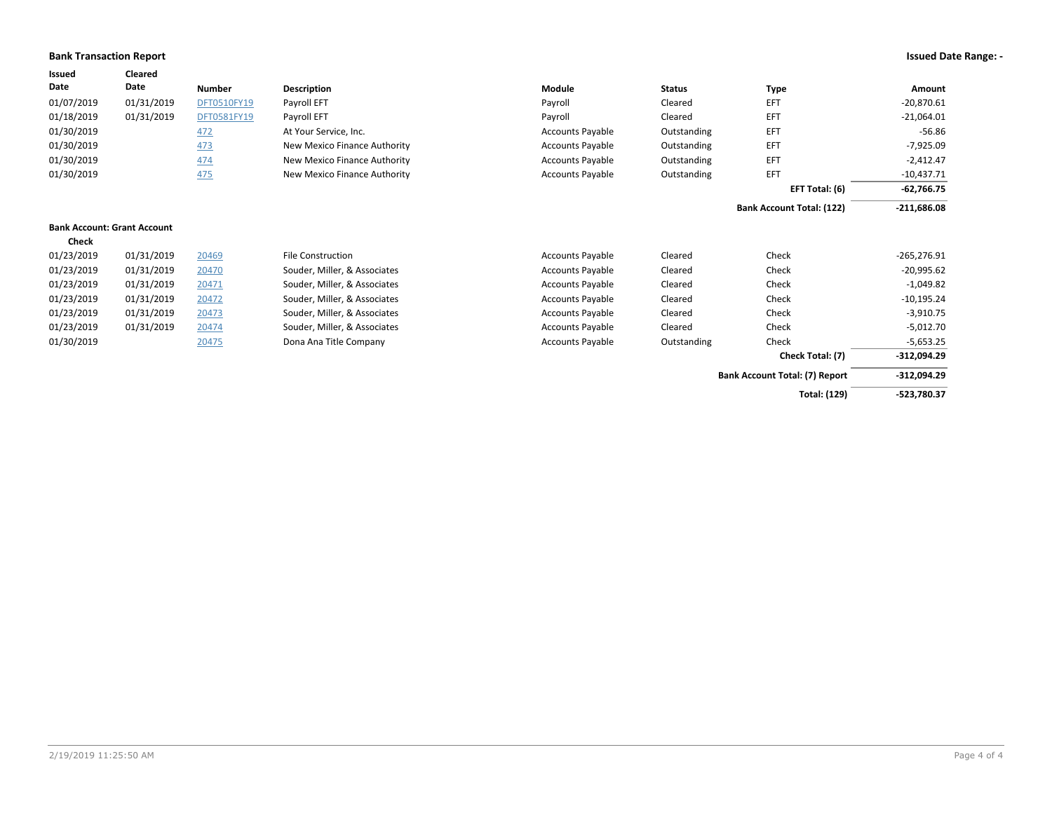**Bank Transaction Report** **Issued Date Range: -**

| Issued Date | Cleared Date | Number | Description | Module | Status | Type | Amount |
|---|---|---|---|---|---|---|---|
| 01/07/2019 | 01/31/2019 | DFT0510FY19 | Payroll EFT | Payroll | Cleared | EFT | -20,870.61 |
| 01/18/2019 | 01/31/2019 | DFT0581FY19 | Payroll EFT | Payroll | Cleared | EFT | -21,064.01 |
| 01/30/2019 | | 472 | At Your Service, Inc. | Accounts Payable | Outstanding | EFT | -56.86 |
| 01/30/2019 | | 473 | New Mexico Finance Authority | Accounts Payable | Outstanding | EFT | -7,925.09 |
| 01/30/2019 | | 474 | New Mexico Finance Authority | Accounts Payable | Outstanding | EFT | -2,412.47 |
| 01/30/2019 | | 475 | New Mexico Finance Authority | Accounts Payable | Outstanding | EFT | -10,437.71 |
| | | | | | | **EFT Total: (6)** | **-62,766.75** |
| | | | | | | **Bank Account Total: (122)** | **-211,686.08** |

**Bank Account: Grant Account**

**Check**

| Issued Date | Cleared Date | Number | Description | Module | Status | Type | Amount |
|---|---|---|---|---|---|---|---|
| 01/23/2019 | 01/31/2019 | 20469 | File Construction | Accounts Payable | Cleared | Check | -265,276.91 |
| 01/23/2019 | 01/31/2019 | 20470 | Souder, Miller, & Associates | Accounts Payable | Cleared | Check | -20,995.62 |
| 01/23/2019 | 01/31/2019 | 20471 | Souder, Miller, & Associates | Accounts Payable | Cleared | Check | -1,049.82 |
| 01/23/2019 | 01/31/2019 | 20472 | Souder, Miller, & Associates | Accounts Payable | Cleared | Check | -10,195.24 |
| 01/23/2019 | 01/31/2019 | 20473 | Souder, Miller, & Associates | Accounts Payable | Cleared | Check | -3,910.75 |
| 01/23/2019 | 01/31/2019 | 20474 | Souder, Miller, & Associates | Accounts Payable | Cleared | Check | -5,012.70 |
| 01/30/2019 | | 20475 | Dona Ana Title Company | Accounts Payable | Outstanding | Check | -5,653.25 |
| | | | | | | **Check Total: (7)** | **-312,094.29** |
| | | | | | | **Bank Account Total: (7) Report** | **-312,094.29** |
| | | | | | | **Total: (129)** | **-523,780.37** |

2/19/2019 11:25:50 AM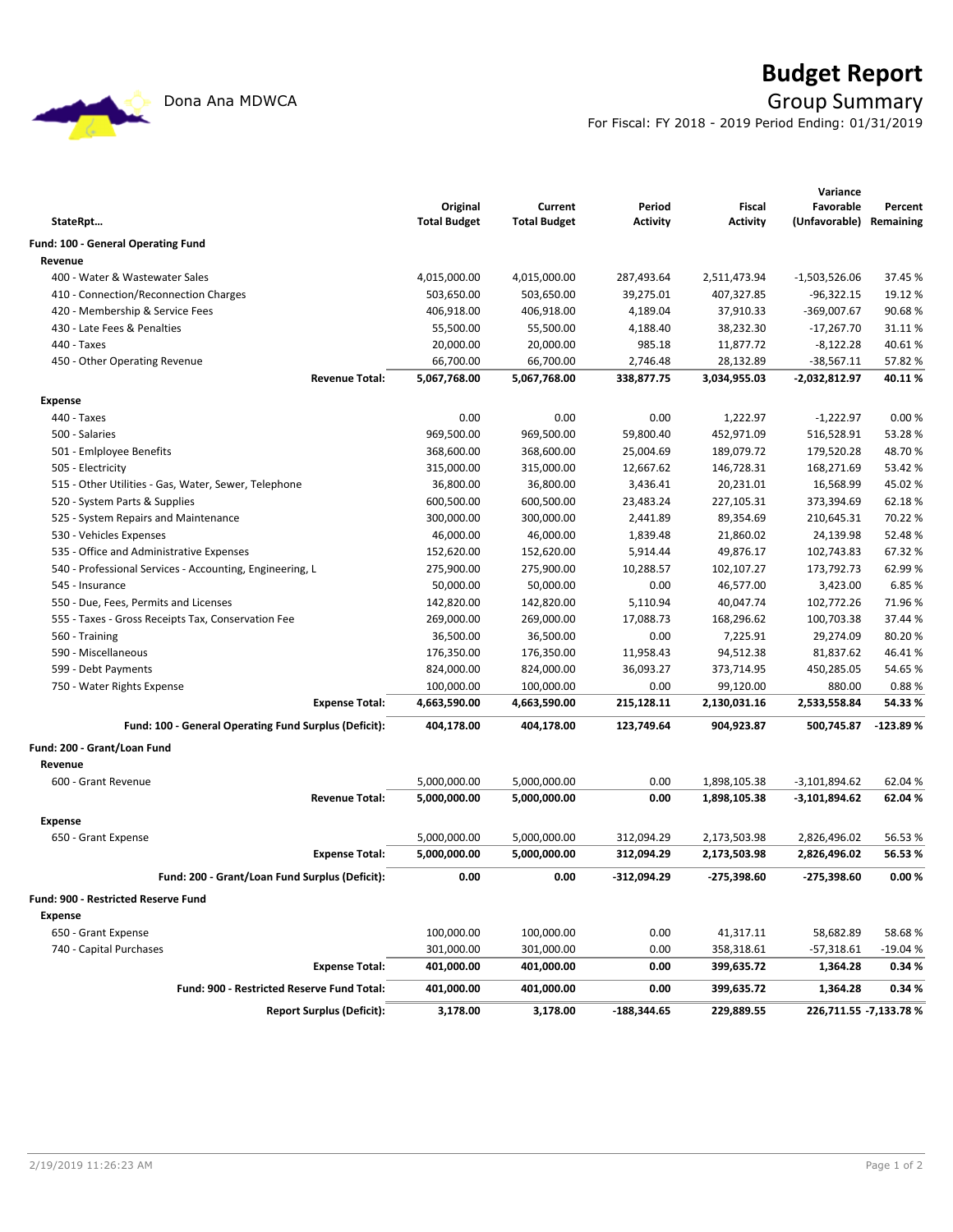# Budget Report

## Group Summary

Dona Ana MDWCA

For Fiscal: FY 2018 - 2019 Period Ending: 01/31/2019

| StateRpt... | Original Total Budget | Current Total Budget | Period Activity | Fiscal Activity | Variance Favorable (Unfavorable) | Percent Remaining |
|---|---|---|---|---|---|---|
| **Fund: 100 - General Operating Fund** | | | | | | |
| **Revenue** | | | | | | |
| 400 - Water & Wastewater Sales | 4,015,000.00 | 4,015,000.00 | 287,493.64 | 2,511,473.94 | -1,503,526.06 | 37.45 % |
| 410 - Connection/Reconnection Charges | 503,650.00 | 503,650.00 | 39,275.01 | 407,327.85 | -96,322.15 | 19.12 % |
| 420 - Membership & Service Fees | 406,918.00 | 406,918.00 | 4,189.04 | 37,910.33 | -369,007.67 | 90.68 % |
| 430 - Late Fees & Penalties | 55,500.00 | 55,500.00 | 4,188.40 | 38,232.30 | -17,267.70 | 31.11 % |
| 440 - Taxes | 20,000.00 | 20,000.00 | 985.18 | 11,877.72 | -8,122.28 | 40.61 % |
| 450 - Other Operating Revenue | 66,700.00 | 66,700.00 | 2,746.48 | 28,132.89 | -38,567.11 | 57.82 % |
| **Revenue Total:** | **5,067,768.00** | **5,067,768.00** | **338,877.75** | **3,034,955.03** | **-2,032,812.97** | **40.11 %** |
| **Expense** | | | | | | |
| 440 - Taxes | 0.00 | 0.00 | 0.00 | 1,222.97 | -1,222.97 | 0.00 % |
| 500 - Salaries | 969,500.00 | 969,500.00 | 59,800.40 | 452,971.09 | 516,528.91 | 53.28 % |
| 501 - Emlployee Benefits | 368,600.00 | 368,600.00 | 25,004.69 | 189,079.72 | 179,520.28 | 48.70 % |
| 505 - Electricity | 315,000.00 | 315,000.00 | 12,667.62 | 146,728.31 | 168,271.69 | 53.42 % |
| 515 - Other Utilities - Gas, Water, Sewer, Telephone | 36,800.00 | 36,800.00 | 3,436.41 | 20,231.01 | 16,568.99 | 45.02 % |
| 520 - System Parts & Supplies | 600,500.00 | 600,500.00 | 23,483.24 | 227,105.31 | 373,394.69 | 62.18 % |
| 525 - System Repairs and Maintenance | 300,000.00 | 300,000.00 | 2,441.89 | 89,354.69 | 210,645.31 | 70.22 % |
| 530 - Vehicles Expenses | 46,000.00 | 46,000.00 | 1,839.48 | 21,860.02 | 24,139.98 | 52.48 % |
| 535 - Office and Administrative Expenses | 152,620.00 | 152,620.00 | 5,914.44 | 49,876.17 | 102,743.83 | 67.32 % |
| 540 - Professional Services - Accounting, Engineering, L | 275,900.00 | 275,900.00 | 10,288.57 | 102,107.27 | 173,792.73 | 62.99 % |
| 545 - Insurance | 50,000.00 | 50,000.00 | 0.00 | 46,577.00 | 3,423.00 | 6.85 % |
| 550 - Due, Fees, Permits and Licenses | 142,820.00 | 142,820.00 | 5,110.94 | 40,047.74 | 102,772.26 | 71.96 % |
| 555 - Taxes - Gross Receipts Tax, Conservation Fee | 269,000.00 | 269,000.00 | 17,088.73 | 168,296.62 | 100,703.38 | 37.44 % |
| 560 - Training | 36,500.00 | 36,500.00 | 0.00 | 7,225.91 | 29,274.09 | 80.20 % |
| 590 - Miscellaneous | 176,350.00 | 176,350.00 | 11,958.43 | 94,512.38 | 81,837.62 | 46.41 % |
| 599 - Debt Payments | 824,000.00 | 824,000.00 | 36,093.27 | 373,714.95 | 450,285.05 | 54.65 % |
| 750 - Water Rights Expense | 100,000.00 | 100,000.00 | 0.00 | 99,120.00 | 880.00 | 0.88 % |
| **Expense Total:** | **4,663,590.00** | **4,663,590.00** | **215,128.11** | **2,130,031.16** | **2,533,558.84** | **54.33 %** |
| **Fund: 100 - General Operating Fund Surplus (Deficit):** | **404,178.00** | **404,178.00** | **123,749.64** | **904,923.87** | **500,745.87** | **-123.89 %** |
| **Fund: 200 - Grant/Loan Fund** | | | | | | |
| **Revenue** | | | | | | |
| 600 - Grant Revenue | 5,000,000.00 | 5,000,000.00 | 0.00 | 1,898,105.38 | -3,101,894.62 | 62.04 % |
| **Revenue Total:** | **5,000,000.00** | **5,000,000.00** | **0.00** | **1,898,105.38** | **-3,101,894.62** | **62.04 %** |
| **Expense** | | | | | | |
| 650 - Grant Expense | 5,000,000.00 | 5,000,000.00 | 312,094.29 | 2,173,503.98 | 2,826,496.02 | 56.53 % |
| **Expense Total:** | **5,000,000.00** | **5,000,000.00** | **312,094.29** | **2,173,503.98** | **2,826,496.02** | **56.53 %** |
| **Fund: 200 - Grant/Loan Fund Surplus (Deficit):** | **0.00** | **0.00** | **-312,094.29** | **-275,398.60** | **-275,398.60** | **0.00 %** |
| **Fund: 900 - Restricted Reserve Fund** | | | | | | |
| **Expense** | | | | | | |
| 650 - Grant Expense | 100,000.00 | 100,000.00 | 0.00 | 41,317.11 | 58,682.89 | 58.68 % |
| 740 - Capital Purchases | 301,000.00 | 301,000.00 | 0.00 | 358,318.61 | -57,318.61 | -19.04 % |
| **Expense Total:** | **401,000.00** | **401,000.00** | **0.00** | **399,635.72** | **1,364.28** | **0.34 %** |
| **Fund: 900 - Restricted Reserve Fund Total:** | **401,000.00** | **401,000.00** | **0.00** | **399,635.72** | **1,364.28** | **0.34 %** |
| **Report Surplus (Deficit):** | **3,178.00** | **3,178.00** | **-188,344.65** | **229,889.55** | **226,711.55** | **-7,133.78 %** |

2/19/2019 11:26:23 AM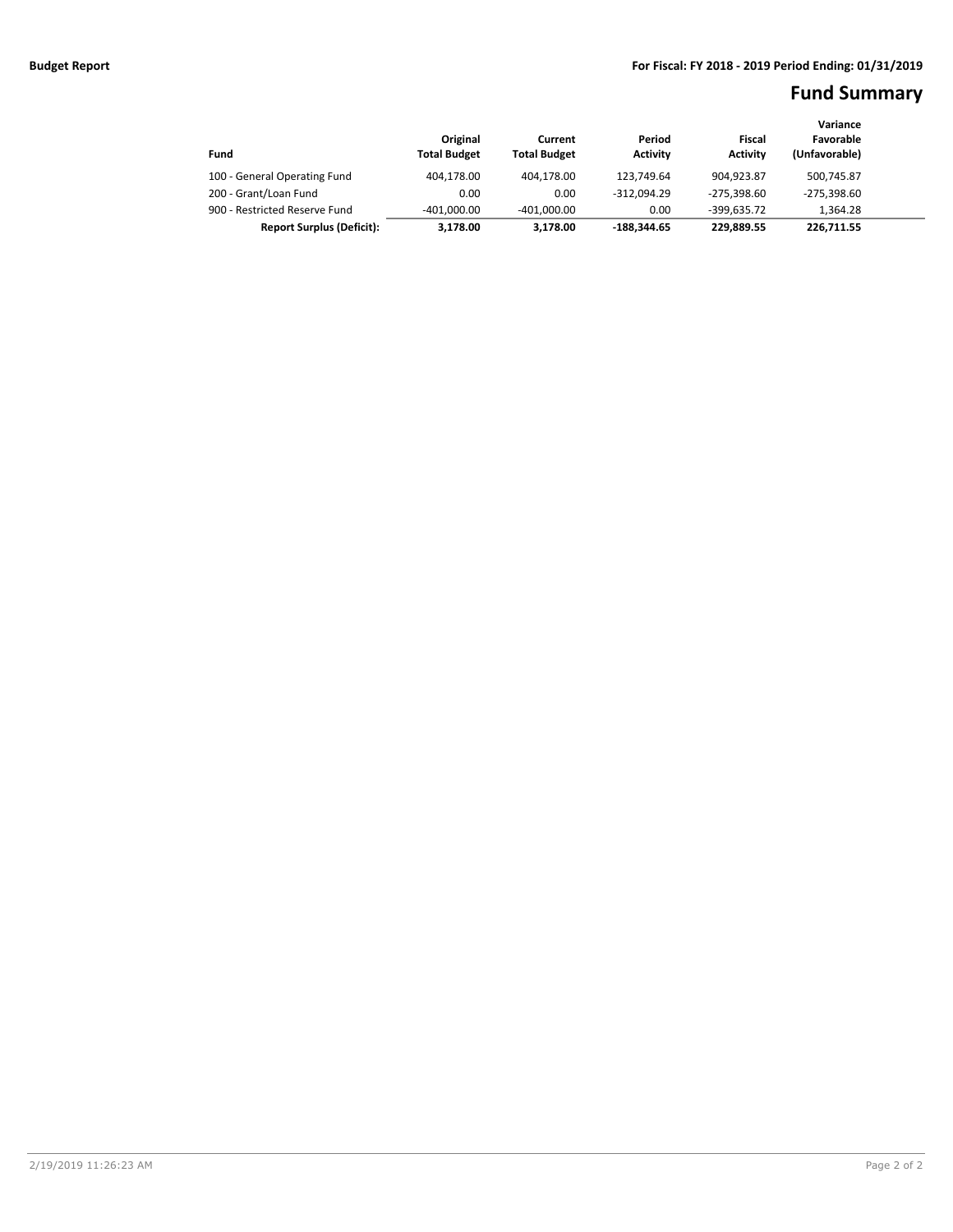**Budget Report**

**For Fiscal: FY 2018 - 2019 Period Ending: 01/31/2019**

# Fund Summary

| Fund | Original Total Budget | Current Total Budget | Period Activity | Fiscal Activity | Variance Favorable (Unfavorable) |
|---|---|---|---|---|---|
| 100 - General Operating Fund | 404,178.00 | 404,178.00 | 123,749.64 | 904,923.87 | 500,745.87 |
| 200 - Grant/Loan Fund | 0.00 | 0.00 | -312,094.29 | -275,398.60 | -275,398.60 |
| 900 - Restricted Reserve Fund | -401,000.00 | -401,000.00 | 0.00 | -399,635.72 | 1,364.28 |
| **Report Surplus (Deficit):** | **3,178.00** | **3,178.00** | **-188,344.65** | **229,889.55** | **226,711.55** |

2/19/2019 11:26:23 AM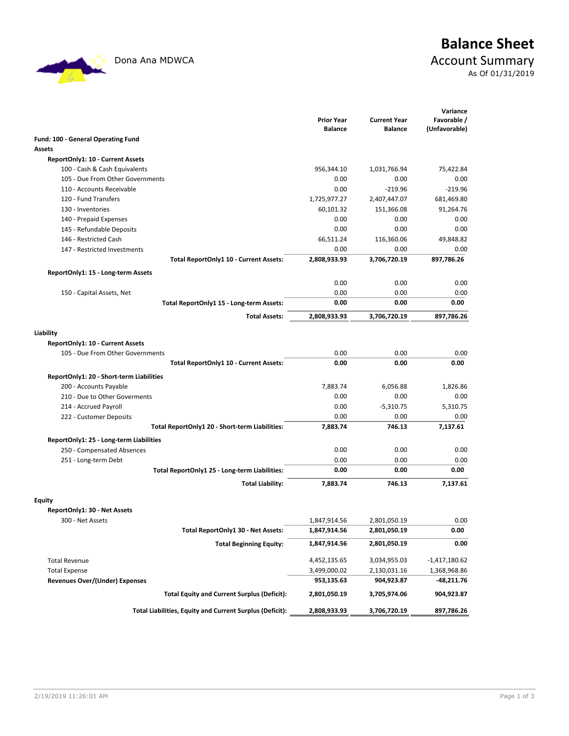# Balance Sheet

## Account Summary

As Of 01/31/2019

Dona Ana MDWCA

| | Prior Year Balance | Current Year Balance | Variance Favorable / (Unfavorable) |
|---|---|---|---|
| **Fund: 100 - General Operating Fund** | | | |
| **Assets** | | | |
| **ReportOnly1: 10 - Current Assets** | | | |
| 100 - Cash & Cash Equivalents | 956,344.10 | 1,031,766.94 | 75,422.84 |
| 105 - Due From Other Governments | 0.00 | 0.00 | 0.00 |
| 110 - Accounts Receivable | 0.00 | -219.96 | -219.96 |
| 120 - Fund Transfers | 1,725,977.27 | 2,407,447.07 | 681,469.80 |
| 130 - Inventories | 60,101.32 | 151,366.08 | 91,264.76 |
| 140 - Prepaid Expenses | 0.00 | 0.00 | 0.00 |
| 145 - Refundable Deposits | 0.00 | 0.00 | 0.00 |
| 146 - Restricted Cash | 66,511.24 | 116,360.06 | 49,848.82 |
| 147 - Restricted Investments | 0.00 | 0.00 | 0.00 |
| **Total ReportOnly1 10 - Current Assets:** | **2,808,933.93** | **3,706,720.19** | **897,786.26** |
| **ReportOnly1: 15 - Long-term Assets** | | | |
| | 0.00 | 0.00 | 0.00 |
| 150 - Capital Assets, Net | 0.00 | 0.00 | 0.00 |
| **Total ReportOnly1 15 - Long-term Assets:** | **0.00** | **0.00** | **0.00** |
| **Total Assets:** | **2,808,933.93** | **3,706,720.19** | **897,786.26** |
| **Liability** | | | |
| **ReportOnly1: 10 - Current Assets** | | | |
| 105 - Due From Other Governments | 0.00 | 0.00 | 0.00 |
| **Total ReportOnly1 10 - Current Assets:** | **0.00** | **0.00** | **0.00** |
| **ReportOnly1: 20 - Short-term Liabilities** | | | |
| 200 - Accounts Payable | 7,883.74 | 6,056.88 | 1,826.86 |
| 210 - Due to Other Goverments | 0.00 | 0.00 | 0.00 |
| 214 - Accrued Payroll | 0.00 | -5,310.75 | 5,310.75 |
| 222 - Customer Deposits | 0.00 | 0.00 | 0.00 |
| **Total ReportOnly1 20 - Short-term Liabilities:** | **7,883.74** | **746.13** | **7,137.61** |
| **ReportOnly1: 25 - Long-term Liabilities** | | | |
| 250 - Compensated Absences | 0.00 | 0.00 | 0.00 |
| 251 - Long-term Debt | 0.00 | 0.00 | 0.00 |
| **Total ReportOnly1 25 - Long-term Liabilities:** | **0.00** | **0.00** | **0.00** |
| **Total Liability:** | **7,883.74** | **746.13** | **7,137.61** |
| **Equity** | | | |
| **ReportOnly1: 30 - Net Assets** | | | |
| 300 - Net Assets | 1,847,914.56 | 2,801,050.19 | 0.00 |
| **Total ReportOnly1 30 - Net Assets:** | **1,847,914.56** | **2,801,050.19** | **0.00** |
| **Total Beginning Equity:** | **1,847,914.56** | **2,801,050.19** | **0.00** |
| Total Revenue | 4,452,135.65 | 3,034,955.03 | -1,417,180.62 |
| Total Expense | 3,499,000.02 | 2,130,031.16 | 1,368,968.86 |
| **Revenues Over/(Under) Expenses** | **953,135.63** | **904,923.87** | **-48,211.76** |
| **Total Equity and Current Surplus (Deficit):** | **2,801,050.19** | **3,705,974.06** | **904,923.87** |
| **Total Liabilities, Equity and Current Surplus (Deficit):** | **2,808,933.93** | **3,706,720.19** | **897,786.26** |

2/19/2019 11:26:01 AM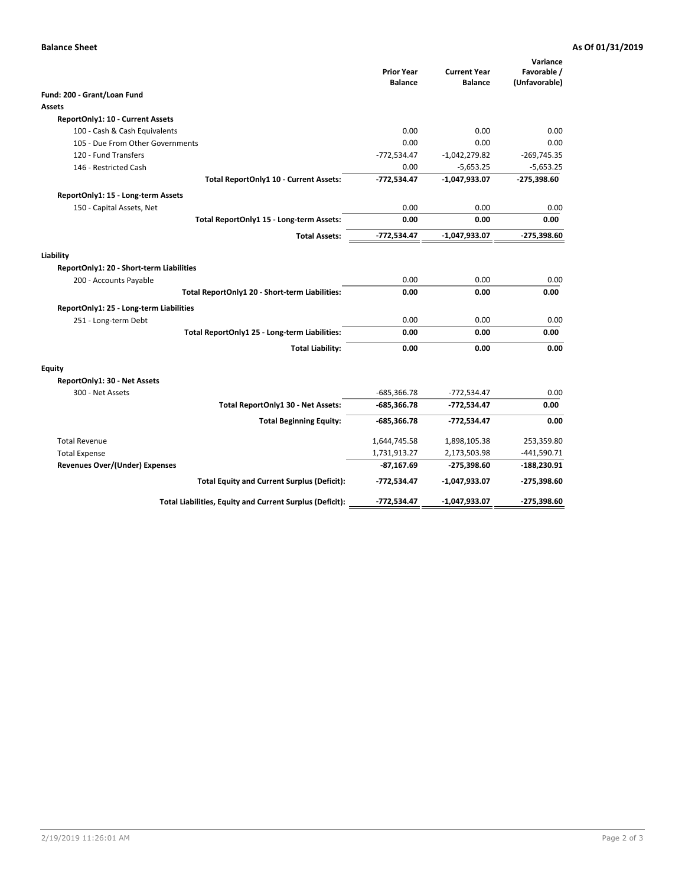**Balance Sheet** **As Of 01/31/2019**

| | Prior Year Balance | Current Year Balance | Variance Favorable / (Unfavorable) |
|---|---|---|---|
| **Fund: 200 - Grant/Loan Fund** | | | |
| **Assets** | | | |
| **ReportOnly1: 10 - Current Assets** | | | |
| 100 - Cash & Cash Equivalents | 0.00 | 0.00 | 0.00 |
| 105 - Due From Other Governments | 0.00 | 0.00 | 0.00 |
| 120 - Fund Transfers | -772,534.47 | -1,042,279.82 | -269,745.35 |
| 146 - Restricted Cash | 0.00 | -5,653.25 | -5,653.25 |
| **Total ReportOnly1 10 - Current Assets:** | **-772,534.47** | **-1,047,933.07** | **-275,398.60** |
| **ReportOnly1: 15 - Long-term Assets** | | | |
| 150 - Capital Assets, Net | 0.00 | 0.00 | 0.00 |
| **Total ReportOnly1 15 - Long-term Assets:** | **0.00** | **0.00** | **0.00** |
| **Total Assets:** | **-772,534.47** | **-1,047,933.07** | **-275,398.60** |
| **Liability** | | | |
| **ReportOnly1: 20 - Short-term Liabilities** | | | |
| 200 - Accounts Payable | 0.00 | 0.00 | 0.00 |
| **Total ReportOnly1 20 - Short-term Liabilities:** | **0.00** | **0.00** | **0.00** |
| **ReportOnly1: 25 - Long-term Liabilities** | | | |
| 251 - Long-term Debt | 0.00 | 0.00 | 0.00 |
| **Total ReportOnly1 25 - Long-term Liabilities:** | **0.00** | **0.00** | **0.00** |
| **Total Liability:** | **0.00** | **0.00** | **0.00** |
| **Equity** | | | |
| **ReportOnly1: 30 - Net Assets** | | | |
| 300 - Net Assets | -685,366.78 | -772,534.47 | 0.00 |
| **Total ReportOnly1 30 - Net Assets:** | **-685,366.78** | **-772,534.47** | **0.00** |
| **Total Beginning Equity:** | **-685,366.78** | **-772,534.47** | **0.00** |
| Total Revenue | 1,644,745.58 | 1,898,105.38 | 253,359.80 |
| Total Expense | 1,731,913.27 | 2,173,503.98 | -441,590.71 |
| **Revenues Over/(Under) Expenses** | **-87,167.69** | **-275,398.60** | **-188,230.91** |
| **Total Equity and Current Surplus (Deficit):** | **-772,534.47** | **-1,047,933.07** | **-275,398.60** |
| **Total Liabilities, Equity and Current Surplus (Deficit):** | **-772,534.47** | **-1,047,933.07** | **-275,398.60** |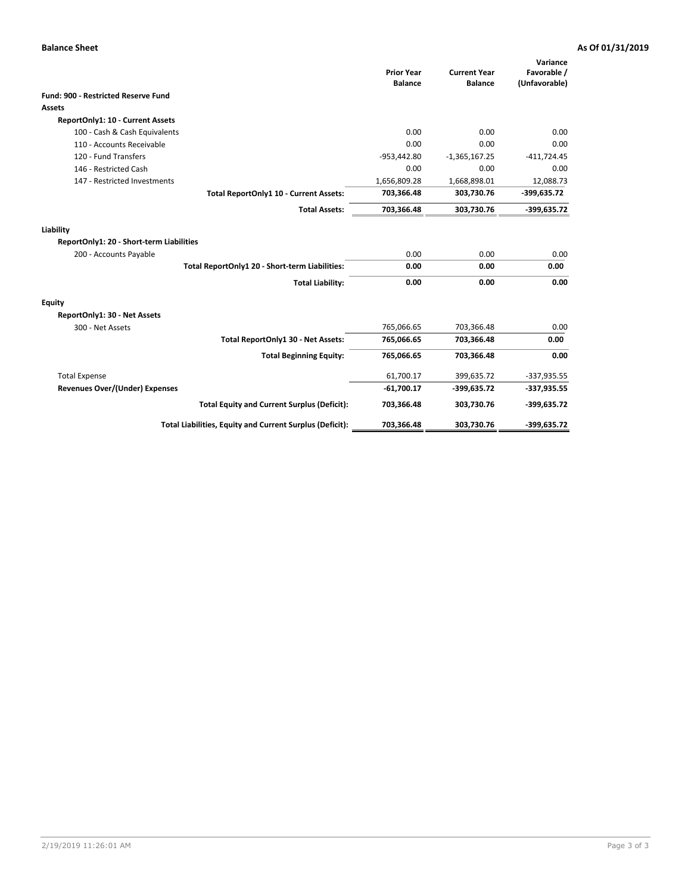**Balance Sheet** **As Of 01/31/2019**

| | Prior Year Balance | Current Year Balance | Variance Favorable / (Unfavorable) |
|---|---|---|---|
| **Fund: 900 - Restricted Reserve Fund** | | | |
| **Assets** | | | |
| **ReportOnly1: 10 - Current Assets** | | | |
| 100 - Cash & Cash Equivalents | 0.00 | 0.00 | 0.00 |
| 110 - Accounts Receivable | 0.00 | 0.00 | 0.00 |
| 120 - Fund Transfers | -953,442.80 | -1,365,167.25 | -411,724.45 |
| 146 - Restricted Cash | 0.00 | 0.00 | 0.00 |
| 147 - Restricted Investments | 1,656,809.28 | 1,668,898.01 | 12,088.73 |
| **Total ReportOnly1 10 - Current Assets:** | **703,366.48** | **303,730.76** | **-399,635.72** |
| **Total Assets:** | **703,366.48** | **303,730.76** | **-399,635.72** |
| **Liability** | | | |
| **ReportOnly1: 20 - Short-term Liabilities** | | | |
| 200 - Accounts Payable | 0.00 | 0.00 | 0.00 |
| **Total ReportOnly1 20 - Short-term Liabilities:** | **0.00** | **0.00** | **0.00** |
| **Total Liability:** | **0.00** | **0.00** | **0.00** |
| **Equity** | | | |
| **ReportOnly1: 30 - Net Assets** | | | |
| 300 - Net Assets | 765,066.65 | 703,366.48 | 0.00 |
| **Total ReportOnly1 30 - Net Assets:** | **765,066.65** | **703,366.48** | **0.00** |
| **Total Beginning Equity:** | **765,066.65** | **703,366.48** | **0.00** |
| Total Expense | 61,700.17 | 399,635.72 | -337,935.55 |
| **Revenues Over/(Under) Expenses** | **-61,700.17** | **-399,635.72** | **-337,935.55** |
| **Total Equity and Current Surplus (Deficit):** | **703,366.48** | **303,730.76** | **-399,635.72** |
| **Total Liabilities, Equity and Current Surplus (Deficit):** | **703,366.48** | **303,730.76** | **-399,635.72** |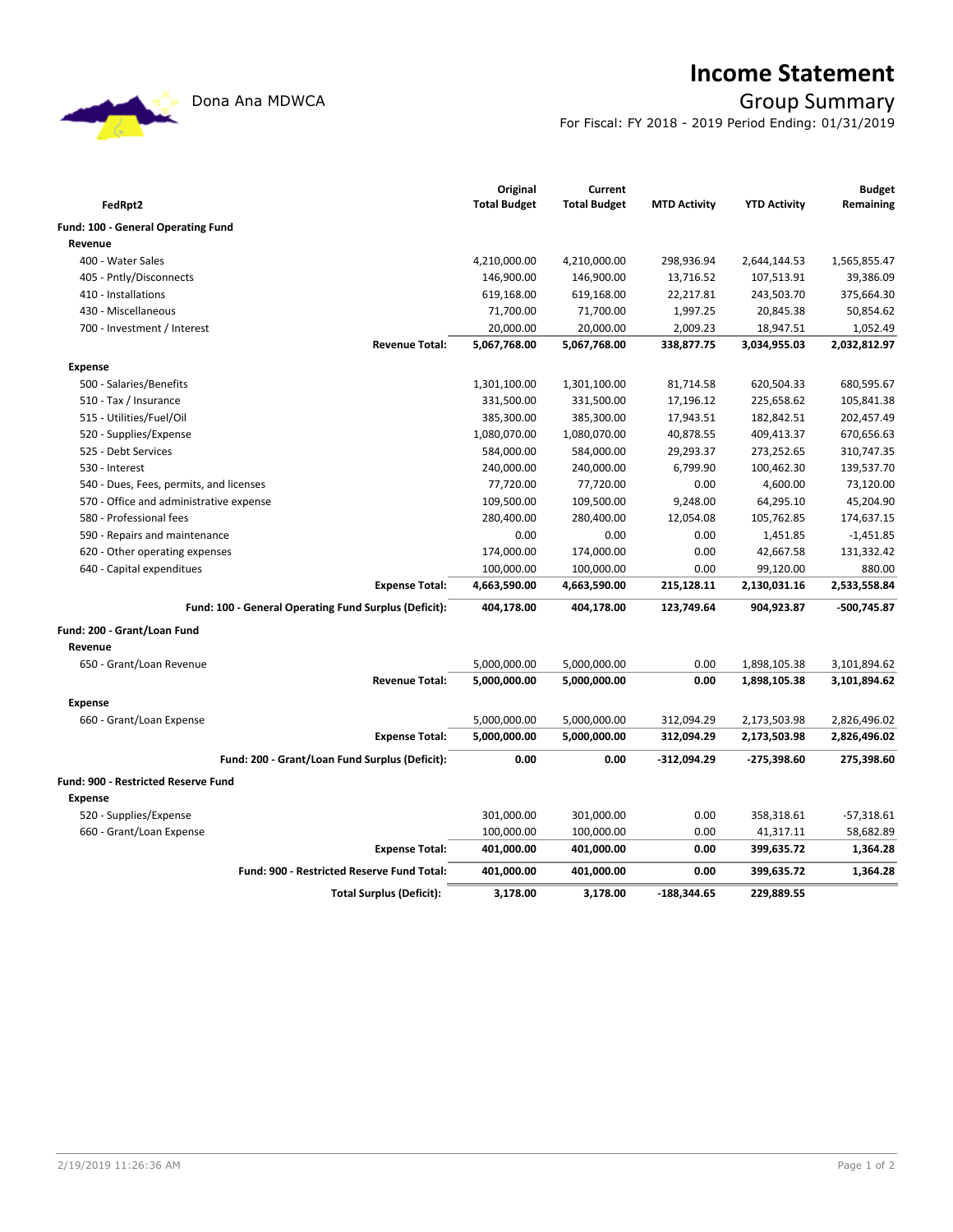Dona Ana MDWCA

# Income Statement

## Group Summary

For Fiscal: FY 2018 - 2019 Period Ending: 01/31/2019

| FedRpt2 | Original Total Budget | Current Total Budget | MTD Activity | YTD Activity | Budget Remaining |
|---|---|---|---|---|---|
| **Fund: 100 - General Operating Fund** | | | | | |
| **Revenue** | | | | | |
| 400 - Water Sales | 4,210,000.00 | 4,210,000.00 | 298,936.94 | 2,644,144.53 | 1,565,855.47 |
| 405 - Pntly/Disconnects | 146,900.00 | 146,900.00 | 13,716.52 | 107,513.91 | 39,386.09 |
| 410 - Installations | 619,168.00 | 619,168.00 | 22,217.81 | 243,503.70 | 375,664.30 |
| 430 - Miscellaneous | 71,700.00 | 71,700.00 | 1,997.25 | 20,845.38 | 50,854.62 |
| 700 - Investment / Interest | 20,000.00 | 20,000.00 | 2,009.23 | 18,947.51 | 1,052.49 |
| **Revenue Total:** | **5,067,768.00** | **5,067,768.00** | **338,877.75** | **3,034,955.03** | **2,032,812.97** |
| **Expense** | | | | | |
| 500 - Salaries/Benefits | 1,301,100.00 | 1,301,100.00 | 81,714.58 | 620,504.33 | 680,595.67 |
| 510 - Tax / Insurance | 331,500.00 | 331,500.00 | 17,196.12 | 225,658.62 | 105,841.38 |
| 515 - Utilities/Fuel/Oil | 385,300.00 | 385,300.00 | 17,943.51 | 182,842.51 | 202,457.49 |
| 520 - Supplies/Expense | 1,080,070.00 | 1,080,070.00 | 40,878.55 | 409,413.37 | 670,656.63 |
| 525 - Debt Services | 584,000.00 | 584,000.00 | 29,293.37 | 273,252.65 | 310,747.35 |
| 530 - Interest | 240,000.00 | 240,000.00 | 6,799.90 | 100,462.30 | 139,537.70 |
| 540 - Dues, Fees, permits, and licenses | 77,720.00 | 77,720.00 | 0.00 | 4,600.00 | 73,120.00 |
| 570 - Office and administrative expense | 109,500.00 | 109,500.00 | 9,248.00 | 64,295.10 | 45,204.90 |
| 580 - Professional fees | 280,400.00 | 280,400.00 | 12,054.08 | 105,762.85 | 174,637.15 |
| 590 - Repairs and maintenance | 0.00 | 0.00 | 0.00 | 1,451.85 | -1,451.85 |
| 620 - Other operating expenses | 174,000.00 | 174,000.00 | 0.00 | 42,667.58 | 131,332.42 |
| 640 - Capital expenditues | 100,000.00 | 100,000.00 | 0.00 | 99,120.00 | 880.00 |
| **Expense Total:** | **4,663,590.00** | **4,663,590.00** | **215,128.11** | **2,130,031.16** | **2,533,558.84** |
| **Fund: 100 - General Operating Fund Surplus (Deficit):** | **404,178.00** | **404,178.00** | **123,749.64** | **904,923.87** | **-500,745.87** |
| **Fund: 200 - Grant/Loan Fund** | | | | | |
| **Revenue** | | | | | |
| 650 - Grant/Loan Revenue | 5,000,000.00 | 5,000,000.00 | 0.00 | 1,898,105.38 | 3,101,894.62 |
| **Revenue Total:** | **5,000,000.00** | **5,000,000.00** | **0.00** | **1,898,105.38** | **3,101,894.62** |
| **Expense** | | | | | |
| 660 - Grant/Loan Expense | 5,000,000.00 | 5,000,000.00 | 312,094.29 | 2,173,503.98 | 2,826,496.02 |
| **Expense Total:** | **5,000,000.00** | **5,000,000.00** | **312,094.29** | **2,173,503.98** | **2,826,496.02** |
| **Fund: 200 - Grant/Loan Fund Surplus (Deficit):** | **0.00** | **0.00** | **-312,094.29** | **-275,398.60** | **275,398.60** |
| **Fund: 900 - Restricted Reserve Fund** | | | | | |
| **Expense** | | | | | |
| 520 - Supplies/Expense | 301,000.00 | 301,000.00 | 0.00 | 358,318.61 | -57,318.61 |
| 660 - Grant/Loan Expense | 100,000.00 | 100,000.00 | 0.00 | 41,317.11 | 58,682.89 |
| **Expense Total:** | **401,000.00** | **401,000.00** | **0.00** | **399,635.72** | **1,364.28** |
| **Fund: 900 - Restricted Reserve Fund Total:** | **401,000.00** | **401,000.00** | **0.00** | **399,635.72** | **1,364.28** |
| **Total Surplus (Deficit):** | **3,178.00** | **3,178.00** | **-188,344.65** | **229,889.55** | |

2/19/2019 11:26:36 AM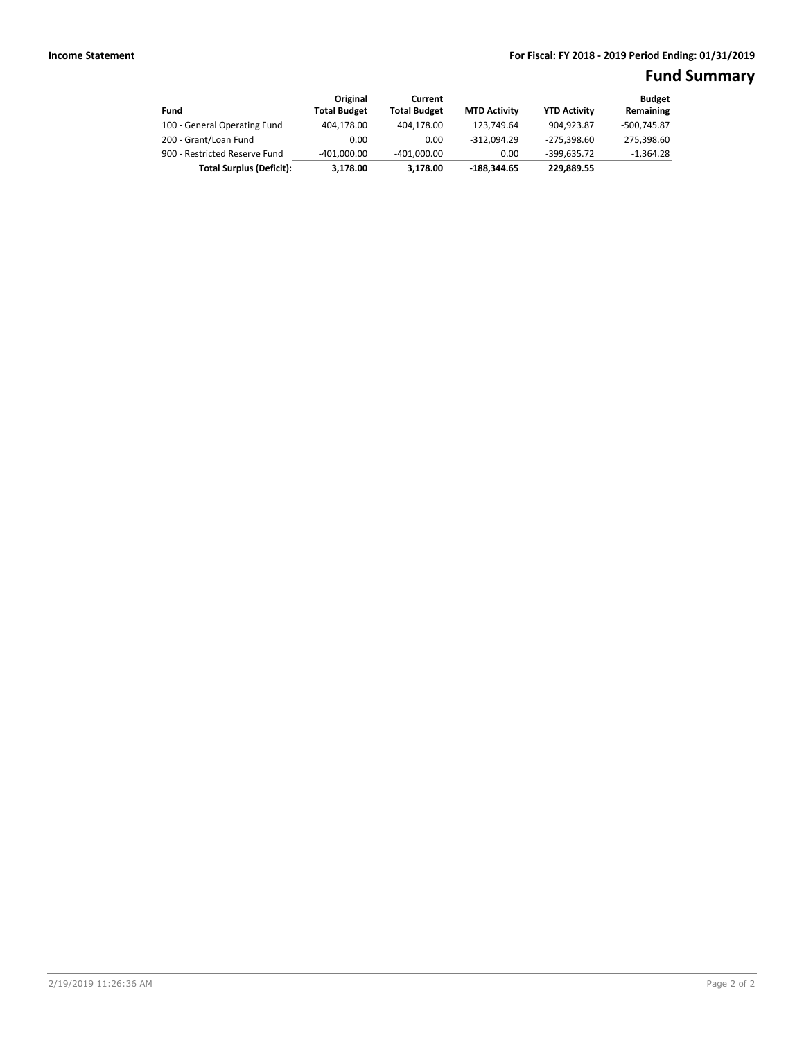**Income Statement** **For Fiscal: FY 2018 - 2019 Period Ending: 01/31/2019**

# Fund Summary

| Fund | Original Total Budget | Current Total Budget | MTD Activity | YTD Activity | Budget Remaining |
|---|---|---|---|---|---|
| 100 - General Operating Fund | 404,178.00 | 404,178.00 | 123,749.64 | 904,923.87 | -500,745.87 |
| 200 - Grant/Loan Fund | 0.00 | 0.00 | -312,094.29 | -275,398.60 | 275,398.60 |
| 900 - Restricted Reserve Fund | -401,000.00 | -401,000.00 | 0.00 | -399,635.72 | -1,364.28 |
| **Total Surplus (Deficit):** | **3,178.00** | **3,178.00** | **-188,344.65** | **229,889.55** | |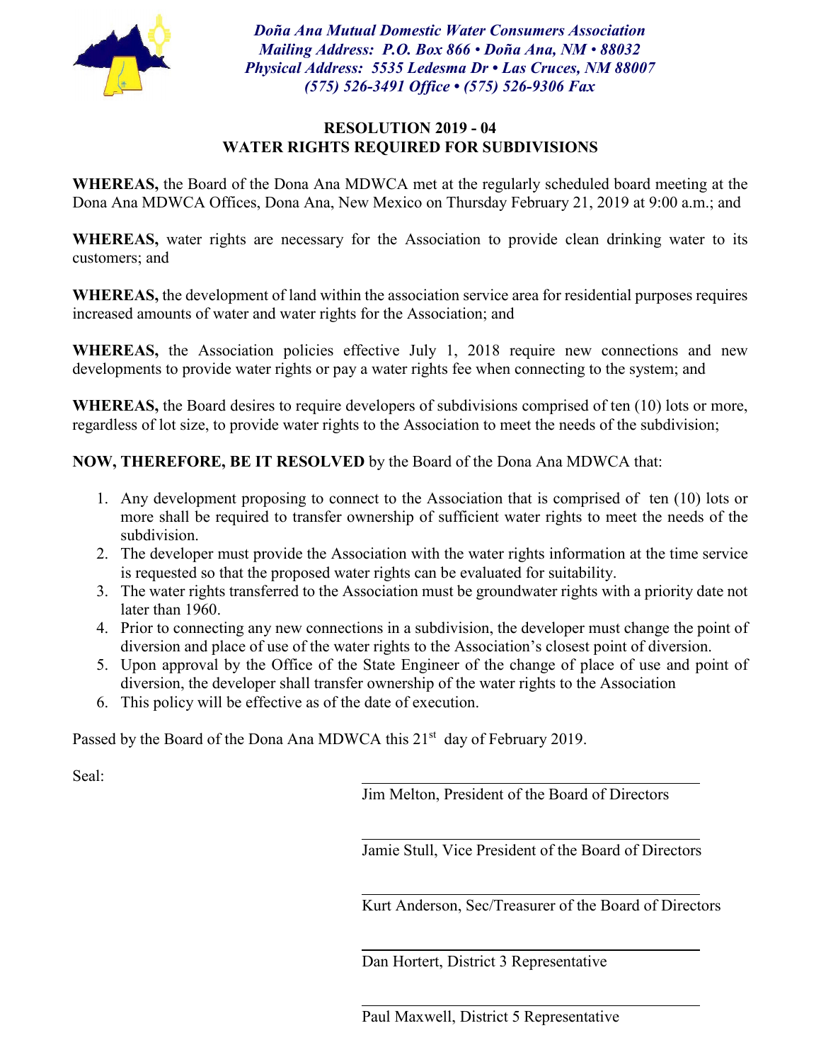*Doña Ana Mutual Domestic Water Consumers Association*
*Mailing Address: P.O. Box 866 • Doña Ana, NM • 88032*
*Physical Address: 5535 Ledesma Dr • Las Cruces, NM 88007*
*(575) 526-3491 Office • (575) 526-9306 Fax*

**RESOLUTION 2019 - 04**
**WATER RIGHTS REQUIRED FOR SUBDIVISIONS**

**WHEREAS,** the Board of the Dona Ana MDWCA met at the regularly scheduled board meeting at the Dona Ana MDWCA Offices, Dona Ana, New Mexico on Thursday February 21, 2019 at 9:00 a.m.; and

**WHEREAS,** water rights are necessary for the Association to provide clean drinking water to its customers; and

**WHEREAS,** the development of land within the association service area for residential purposes requires increased amounts of water and water rights for the Association; and

**WHEREAS,** the Association policies effective July 1, 2018 require new connections and new developments to provide water rights or pay a water rights fee when connecting to the system; and

**WHEREAS,** the Board desires to require developers of subdivisions comprised of ten (10) lots or more, regardless of lot size, to provide water rights to the Association to meet the needs of the subdivision;

**NOW, THEREFORE, BE IT RESOLVED** by the Board of the Dona Ana MDWCA that:

1. Any development proposing to connect to the Association that is comprised of ten (10) lots or more shall be required to transfer ownership of sufficient water rights to meet the needs of the subdivision.
2. The developer must provide the Association with the water rights information at the time service is requested so that the proposed water rights can be evaluated for suitability.
3. The water rights transferred to the Association must be groundwater rights with a priority date not later than 1960.
4. Prior to connecting any new connections in a subdivision, the developer must change the point of diversion and place of use of the water rights to the Association's closest point of diversion.
5. Upon approval by the Office of the State Engineer of the change of place of use and point of diversion, the developer shall transfer ownership of the water rights to the Association
6. This policy will be effective as of the date of execution.

Passed by the Board of the Dona Ana MDWCA this 21st day of February 2019.

Seal:

Jim Melton, President of the Board of Directors

Jamie Stull, Vice President of the Board of Directors

Kurt Anderson, Sec/Treasurer of the Board of Directors

Dan Hortert, District 3 Representative

Paul Maxwell, District 5 Representative